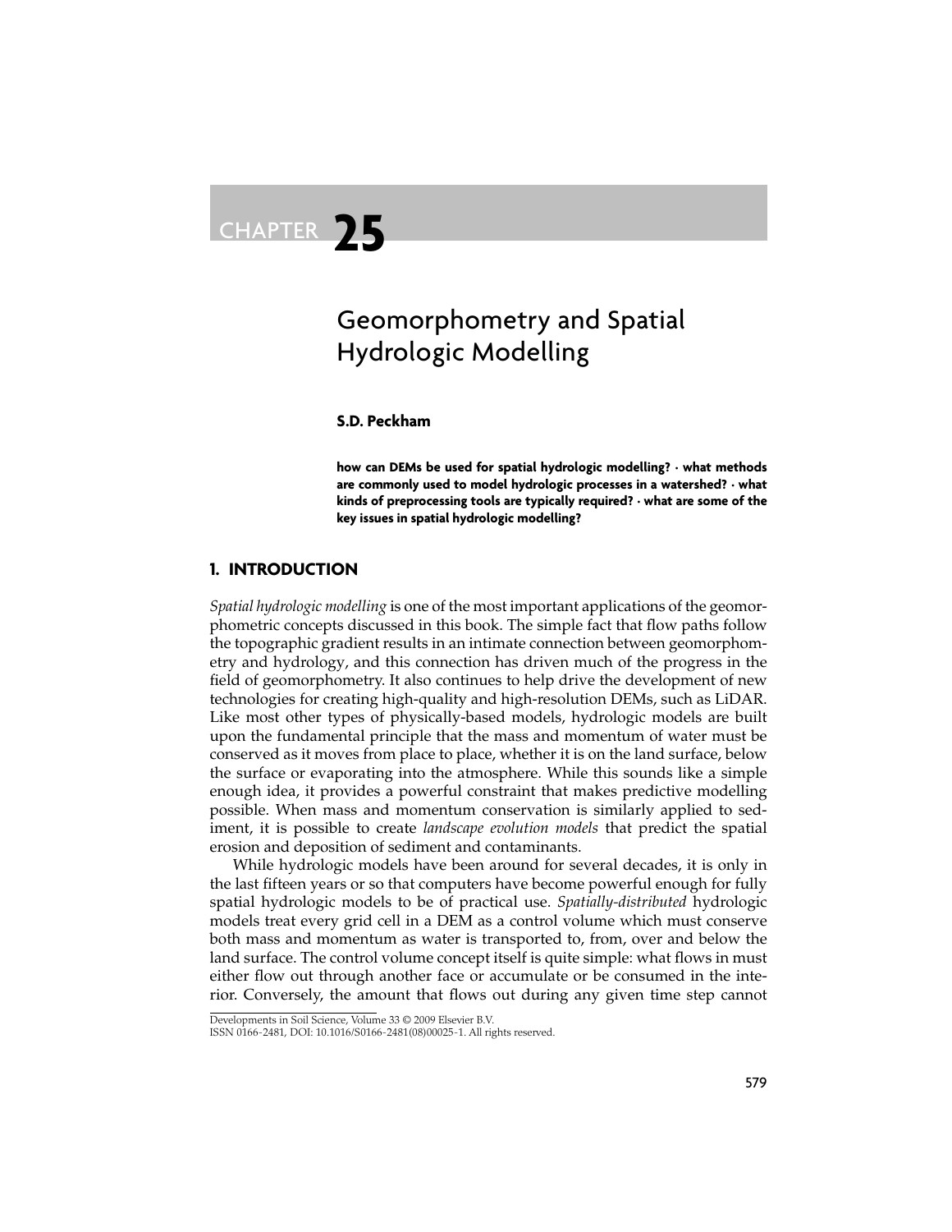# CHAPTER 25

# Geomorphometry and Spatial Hydrologic Modelling

**S.D. Peckham**

**how can DEMs be used for spatial hydrologic modelling? · what methods are commonly used to model hydrologic processes in a watershed? · what kinds of preprocessing tools are typically required? · what are some of the key issues in spatial hydrologic modelling?**

## 1. INTRODUCTION

*Spatial hydrologic modelling* is one of the most important applications of the geomorphometric concepts discussed in this book. The simple fact that flow paths follow the topographic gradient results in an intimate connection between geomorphometry and hydrology, and this connection has driven much of the progress in the field of geomorphometry. It also continues to help drive the development of new technologies for creating high-quality and high-resolution DEMs, such as LiDAR. Like most other types of physically-based models, hydrologic models are built upon the fundamental principle that the mass and momentum of water must be conserved as it moves from place to place, whether it is on the land surface, below the surface or evaporating into the atmosphere. While this sounds like a simple enough idea, it provides a powerful constraint that makes predictive modelling possible. When mass and momentum conservation is similarly applied to sediment, it is possible to create *landscape evolution models* that predict the spatial erosion and deposition of sediment and contaminants.

While hydrologic models have been around for several decades, it is only in the last fifteen years or so that computers have become powerful enough for fully spatial hydrologic models to be of practical use. *Spatially-distributed* hydrologic models treat every grid cell in a DEM as a control volume which must conserve both mass and momentum as water is transported to, from, over and below the land surface. The control volume concept itself is quite simple: what flows in must either flow out through another face or accumulate or be consumed in the interior. Conversely, the amount that flows out during any given time step cannot

Developments in Soil Science, Volume 33 © 2009 Elsevier B.V.
ISSN 0166-2481, DOI: 10.1016/S0166-2481(08)00025-1. All rights reserved.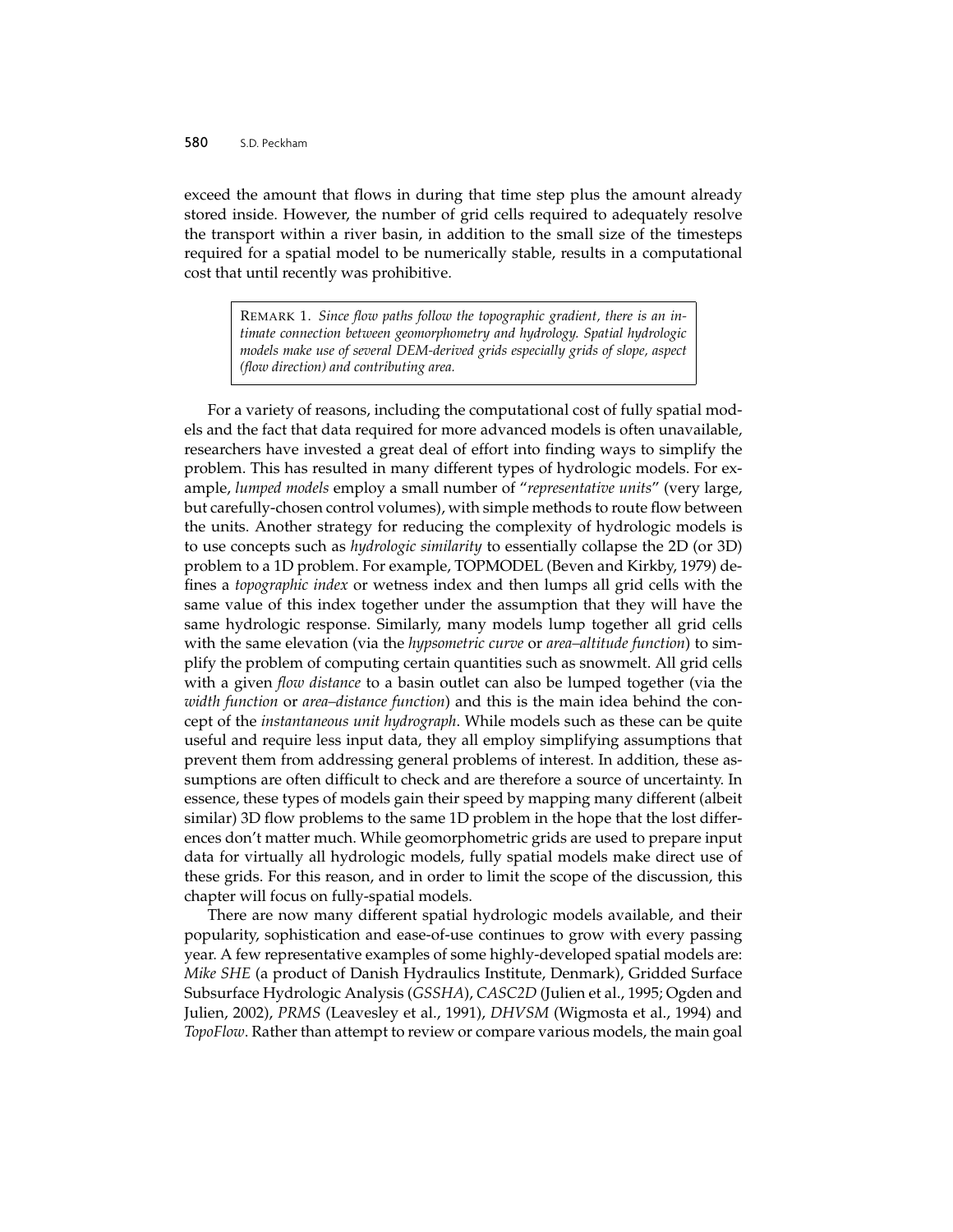exceed the amount that flows in during that time step plus the amount already stored inside. However, the number of grid cells required to adequately resolve the transport within a river basin, in addition to the small size of the timesteps required for a spatial model to be numerically stable, results in a computational cost that until recently was prohibitive.

> REMARK 1. *Since flow paths follow the topographic gradient, there is an intimate connection between geomorphometry and hydrology. Spatial hydrologic models make use of several DEM-derived grids especially grids of slope, aspect (flow direction) and contributing area.*

For a variety of reasons, including the computational cost of fully spatial models and the fact that data required for more advanced models is often unavailable, researchers have invested a great deal of effort into finding ways to simplify the problem. This has resulted in many different types of hydrologic models. For example, *lumped models* employ a small number of "*representative units*" (very large, but carefully-chosen control volumes), with simple methods to route flow between the units. Another strategy for reducing the complexity of hydrologic models is to use concepts such as *hydrologic similarity* to essentially collapse the 2D (or 3D) problem to a 1D problem. For example, TOPMODEL (Beven and Kirkby, 1979) defines a *topographic index* or wetness index and then lumps all grid cells with the same value of this index together under the assumption that they will have the same hydrologic response. Similarly, many models lump together all grid cells with the same elevation (via the *hypsometric curve* or *area–altitude function*) to simplify the problem of computing certain quantities such as snowmelt. All grid cells with a given *flow distance* to a basin outlet can also be lumped together (via the *width function* or *area–distance function*) and this is the main idea behind the concept of the *instantaneous unit hydrograph*. While models such as these can be quite useful and require less input data, they all employ simplifying assumptions that prevent them from addressing general problems of interest. In addition, these assumptions are often difficult to check and are therefore a source of uncertainty. In essence, these types of models gain their speed by mapping many different (albeit similar) 3D flow problems to the same 1D problem in the hope that the lost differences don't matter much. While geomorphometric grids are used to prepare input data for virtually all hydrologic models, fully spatial models make direct use of these grids. For this reason, and in order to limit the scope of the discussion, this chapter will focus on fully-spatial models.

There are now many different spatial hydrologic models available, and their popularity, sophistication and ease-of-use continues to grow with every passing year. A few representative examples of some highly-developed spatial models are: *Mike SHE* (a product of Danish Hydraulics Institute, Denmark), Gridded Surface Subsurface Hydrologic Analysis (*GSSHA*), *CASC2D* (Julien et al., 1995; Ogden and Julien, 2002), *PRMS* (Leavesley et al., 1991), *DHVSM* (Wigmosta et al., 1994) and *TopoFlow*. Rather than attempt to review or compare various models, the main goal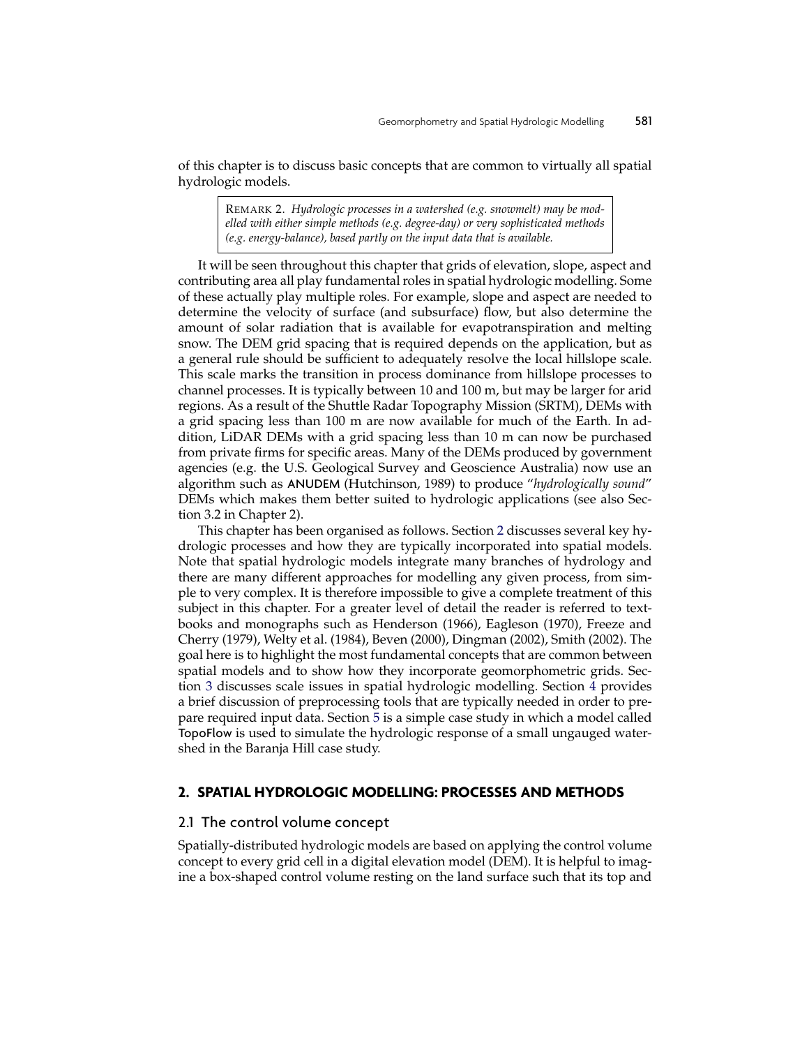of this chapter is to discuss basic concepts that are common to virtually all spatial hydrologic models.

> REMARK 2. *Hydrologic processes in a watershed (e.g. snowmelt) may be modelled with either simple methods (e.g. degree-day) or very sophisticated methods (e.g. energy-balance), based partly on the input data that is available.*

It will be seen throughout this chapter that grids of elevation, slope, aspect and contributing area all play fundamental roles in spatial hydrologic modelling. Some of these actually play multiple roles. For example, slope and aspect are needed to determine the velocity of surface (and subsurface) flow, but also determine the amount of solar radiation that is available for evapotranspiration and melting snow. The DEM grid spacing that is required depends on the application, but as a general rule should be sufficient to adequately resolve the local hillslope scale. This scale marks the transition in process dominance from hillslope processes to channel processes. It is typically between 10 and 100 m, but may be larger for arid regions. As a result of the Shuttle Radar Topography Mission (SRTM), DEMs with a grid spacing less than 100 m are now available for much of the Earth. In addition, LiDAR DEMs with a grid spacing less than 10 m can now be purchased from private firms for specific areas. Many of the DEMs produced by government agencies (e.g. the U.S. Geological Survey and Geoscience Australia) now use an algorithm such as ANUDEM (Hutchinson, 1989) to produce "*hydrologically sound*" DEMs which makes them better suited to hydrologic applications (see also Section 3.2 in Chapter 2).

This chapter has been organised as follows. Section 2 discusses several key hydrologic processes and how they are typically incorporated into spatial models. Note that spatial hydrologic models integrate many branches of hydrology and there are many different approaches for modelling any given process, from simple to very complex. It is therefore impossible to give a complete treatment of this subject in this chapter. For a greater level of detail the reader is referred to textbooks and monographs such as Henderson (1966), Eagleson (1970), Freeze and Cherry (1979), Welty et al. (1984), Beven (2000), Dingman (2002), Smith (2002). The goal here is to highlight the most fundamental concepts that are common between spatial models and to show how they incorporate geomorphometric grids. Section 3 discusses scale issues in spatial hydrologic modelling. Section 4 provides a brief discussion of preprocessing tools that are typically needed in order to prepare required input data. Section 5 is a simple case study in which a model called TopoFlow is used to simulate the hydrologic response of a small ungauged watershed in the Baranja Hill case study.

## 2. SPATIAL HYDROLOGIC MODELLING: PROCESSES AND METHODS

### 2.1 The control volume concept

Spatially-distributed hydrologic models are based on applying the control volume concept to every grid cell in a digital elevation model (DEM). It is helpful to imagine a box-shaped control volume resting on the land surface such that its top and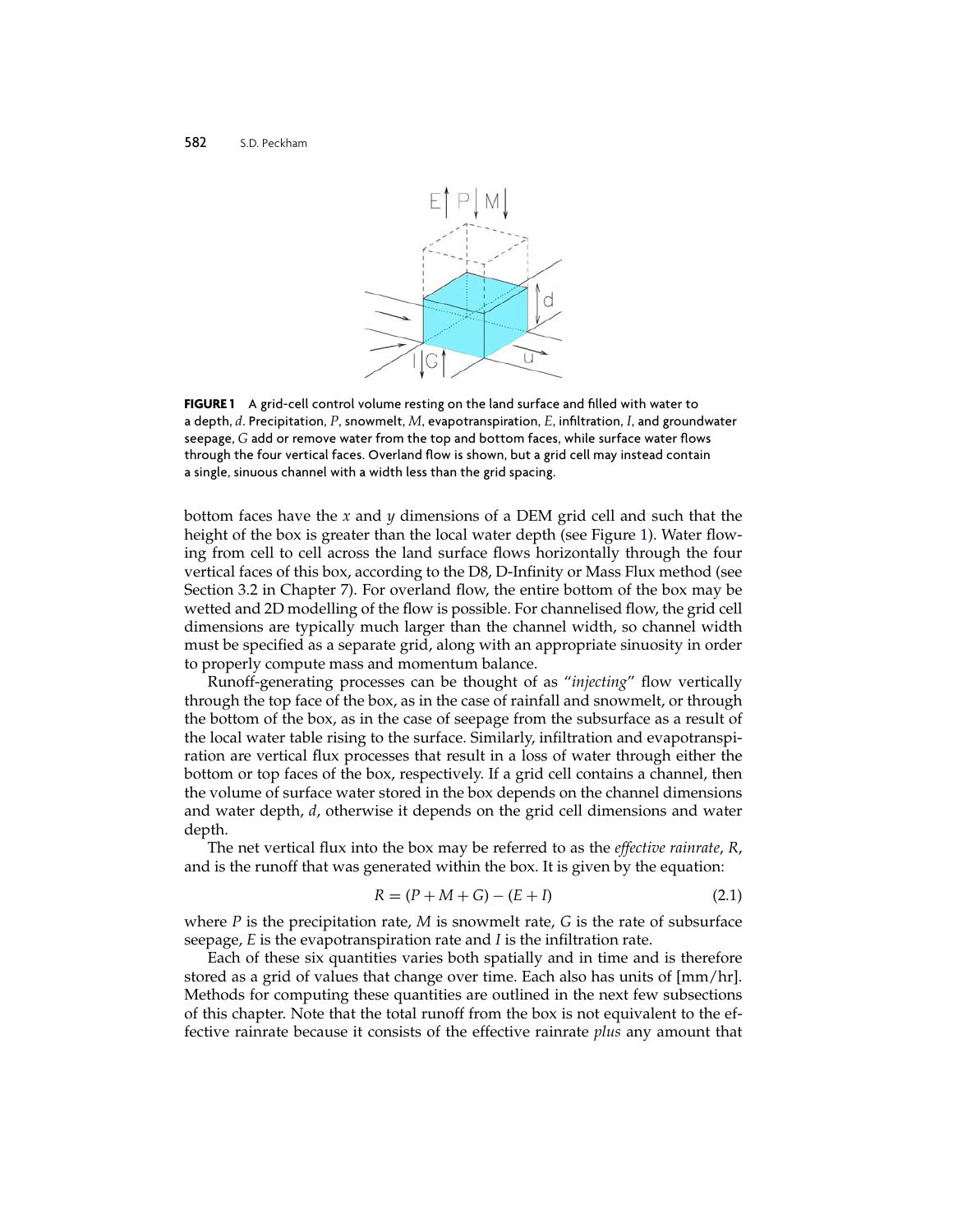FIGURE 1 A grid-cell control volume resting on the land surface and filled with water to a depth, $d$. Precipitation, $P$, snowmelt, $M$, evapotranspiration, $E$, infiltration, $I$, and groundwater seepage, $G$ add or remove water from the top and bottom faces, while surface water flows through the four vertical faces. Overland flow is shown, but a grid cell may instead contain a single, sinuous channel with a width less than the grid spacing.

bottom faces have the $x$ and $y$ dimensions of a DEM grid cell and such that the height of the box is greater than the local water depth (see Figure 1). Water flowing from cell to cell across the land surface flows horizontally through the four vertical faces of this box, according to the D8, D-Infinity or Mass Flux method (see Section 3.2 in Chapter 7). For overland flow, the entire bottom of the box may be wetted and 2D modelling of the flow is possible. For channelised flow, the grid cell dimensions are typically much larger than the channel width, so channel width must be specified as a separate grid, along with an appropriate sinuosity in order to properly compute mass and momentum balance.

Runoff-generating processes can be thought of as "*injecting*" flow vertically through the top face of the box, as in the case of rainfall and snowmelt, or through the bottom of the box, as in the case of seepage from the subsurface as a result of the local water table rising to the surface. Similarly, infiltration and evapotranspiration are vertical flux processes that result in a loss of water through either the bottom or top faces of the box, respectively. If a grid cell contains a channel, then the volume of surface water stored in the box depends on the channel dimensions and water depth, $d$, otherwise it depends on the grid cell dimensions and water depth.

The net vertical flux into the box may be referred to as the *effective rainrate*, $R$, and is the runoff that was generated within the box. It is given by the equation:

$$R = (P + M + G) - (E + I) \tag{2.1}$$

where $P$ is the precipitation rate, $M$ is snowmelt rate, $G$ is the rate of subsurface seepage, $E$ is the evapotranspiration rate and $I$ is the infiltration rate.

Each of these six quantities varies both spatially and in time and is therefore stored as a grid of values that change over time. Each also has units of [mm/hr]. Methods for computing these quantities are outlined in the next few subsections of this chapter. Note that the total runoff from the box is not equivalent to the effective rainrate because it consists of the effective rainrate *plus* any amount that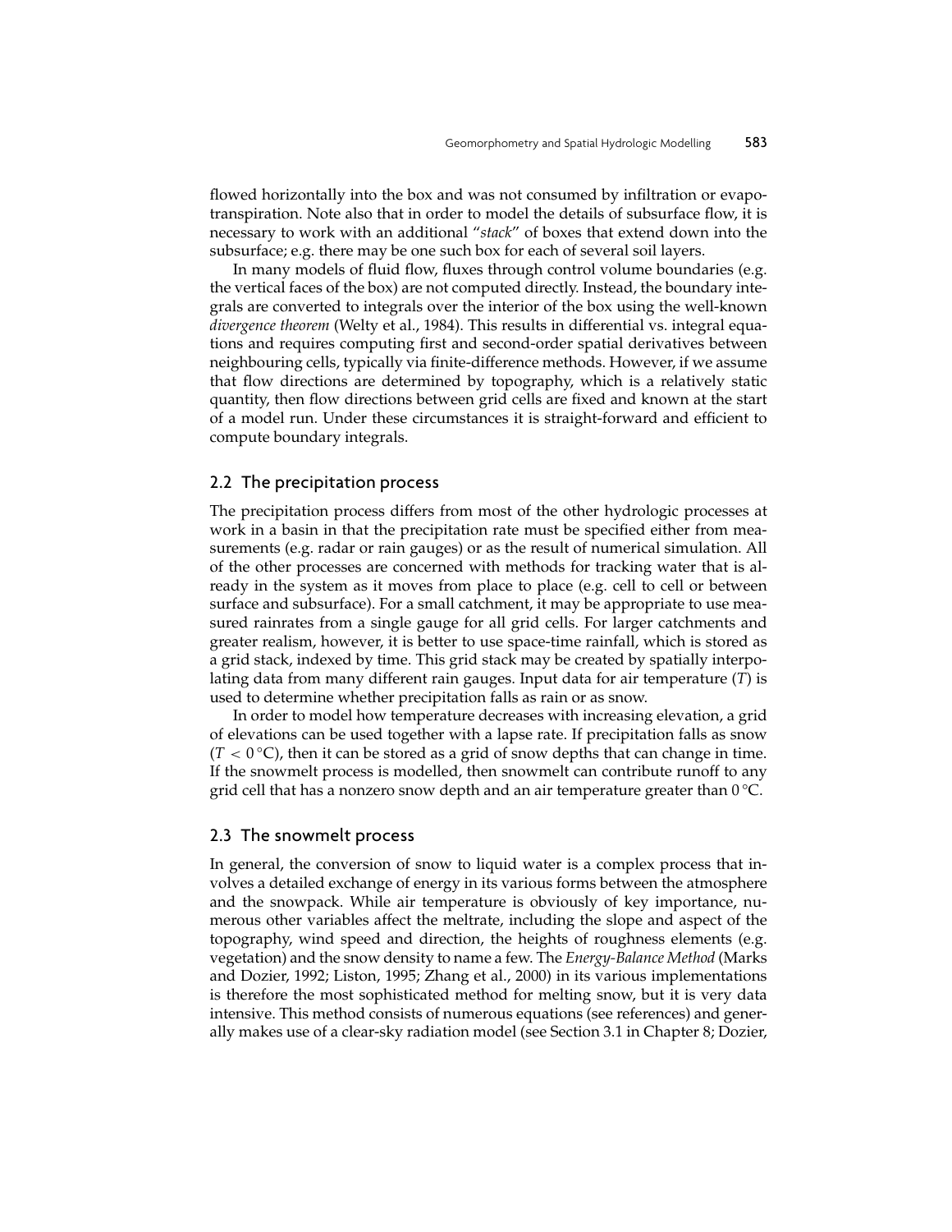flowed horizontally into the box and was not consumed by infiltration or evapotranspiration. Note also that in order to model the details of subsurface flow, it is necessary to work with an additional "*stack*" of boxes that extend down into the subsurface; e.g. there may be one such box for each of several soil layers.

In many models of fluid flow, fluxes through control volume boundaries (e.g. the vertical faces of the box) are not computed directly. Instead, the boundary integrals are converted to integrals over the interior of the box using the well-known *divergence theorem* (Welty et al., 1984). This results in differential vs. integral equations and requires computing first and second-order spatial derivatives between neighbouring cells, typically via finite-difference methods. However, if we assume that flow directions are determined by topography, which is a relatively static quantity, then flow directions between grid cells are fixed and known at the start of a model run. Under these circumstances it is straight-forward and efficient to compute boundary integrals.

## 2.2 The precipitation process

The precipitation process differs from most of the other hydrologic processes at work in a basin in that the precipitation rate must be specified either from measurements (e.g. radar or rain gauges) or as the result of numerical simulation. All of the other processes are concerned with methods for tracking water that is already in the system as it moves from place to place (e.g. cell to cell or between surface and subsurface). For a small catchment, it may be appropriate to use measured rainrates from a single gauge for all grid cells. For larger catchments and greater realism, however, it is better to use space-time rainfall, which is stored as a grid stack, indexed by time. This grid stack may be created by spatially interpolating data from many different rain gauges. Input data for air temperature ($T$) is used to determine whether precipitation falls as rain or as snow.

In order to model how temperature decreases with increasing elevation, a grid of elevations can be used together with a lapse rate. If precipitation falls as snow ($T < 0\,°\text{C}$), then it can be stored as a grid of snow depths that can change in time. If the snowmelt process is modelled, then snowmelt can contribute runoff to any grid cell that has a nonzero snow depth and an air temperature greater than $0\,°\text{C}$.

## 2.3 The snowmelt process

In general, the conversion of snow to liquid water is a complex process that involves a detailed exchange of energy in its various forms between the atmosphere and the snowpack. While air temperature is obviously of key importance, numerous other variables affect the meltrate, including the slope and aspect of the topography, wind speed and direction, the heights of roughness elements (e.g. vegetation) and the snow density to name a few. The *Energy-Balance Method* (Marks and Dozier, 1992; Liston, 1995; Zhang et al., 2000) in its various implementations is therefore the most sophisticated method for melting snow, but it is very data intensive. This method consists of numerous equations (see references) and generally makes use of a clear-sky radiation model (see Section 3.1 in Chapter 8; Dozier,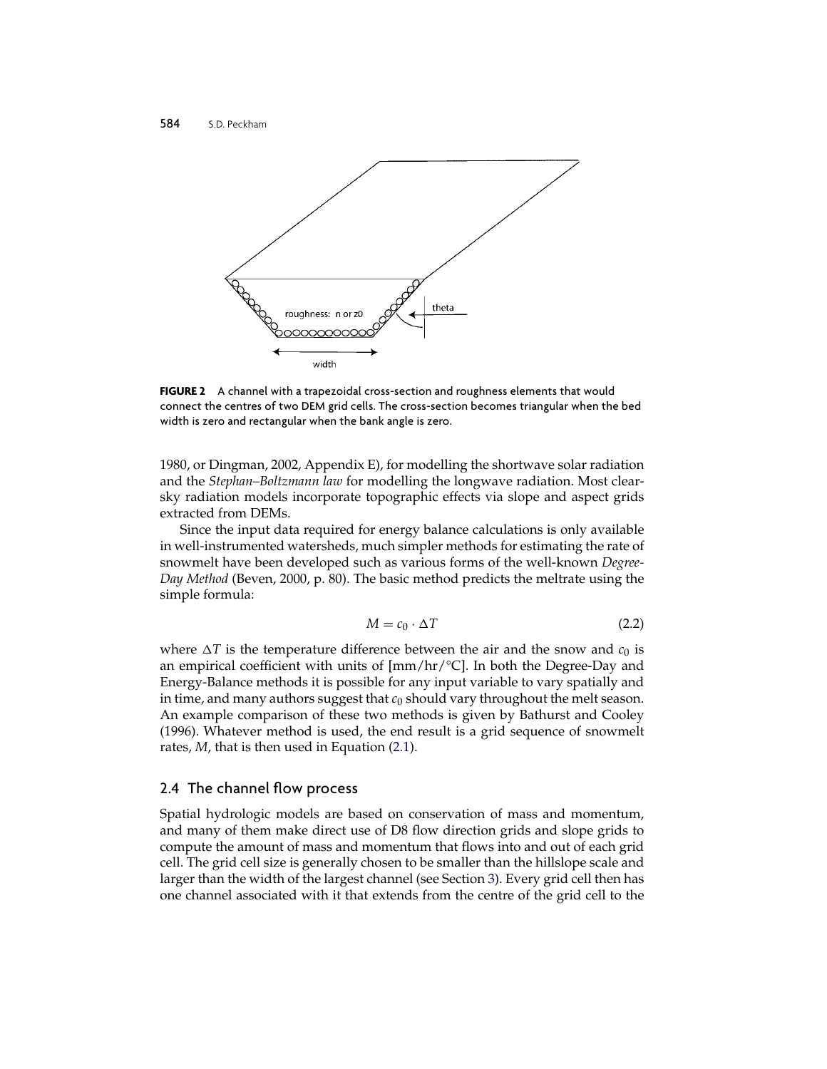**FIGURE 2** A channel with a trapezoidal cross-section and roughness elements that would connect the centres of two DEM grid cells. The cross-section becomes triangular when the bed width is zero and rectangular when the bank angle is zero.

1980, or Dingman, 2002, Appendix E), for modelling the shortwave solar radiation and the *Stephan–Boltzmann law* for modelling the longwave radiation. Most clear-sky radiation models incorporate topographic effects via slope and aspect grids extracted from DEMs.

Since the input data required for energy balance calculations is only available in well-instrumented watersheds, much simpler methods for estimating the rate of snowmelt have been developed such as various forms of the well-known *Degree-Day Method* (Beven, 2000, p. 80). The basic method predicts the meltrate using the simple formula:

$$M = c_0 \cdot \Delta T \tag{2.2}$$

where $\Delta T$ is the temperature difference between the air and the snow and $c_0$ is an empirical coefficient with units of [mm/hr/°C]. In both the Degree-Day and Energy-Balance methods it is possible for any input variable to vary spatially and in time, and many authors suggest that $c_0$ should vary throughout the melt season. An example comparison of these two methods is given by Bathurst and Cooley (1996). Whatever method is used, the end result is a grid sequence of snowmelt rates, $M$, that is then used in Equation (2.1).

## 2.4 The channel flow process

Spatial hydrologic models are based on conservation of mass and momentum, and many of them make direct use of D8 flow direction grids and slope grids to compute the amount of mass and momentum that flows into and out of each grid cell. The grid cell size is generally chosen to be smaller than the hillslope scale and larger than the width of the largest channel (see Section 3). Every grid cell then has one channel associated with it that extends from the centre of the grid cell to the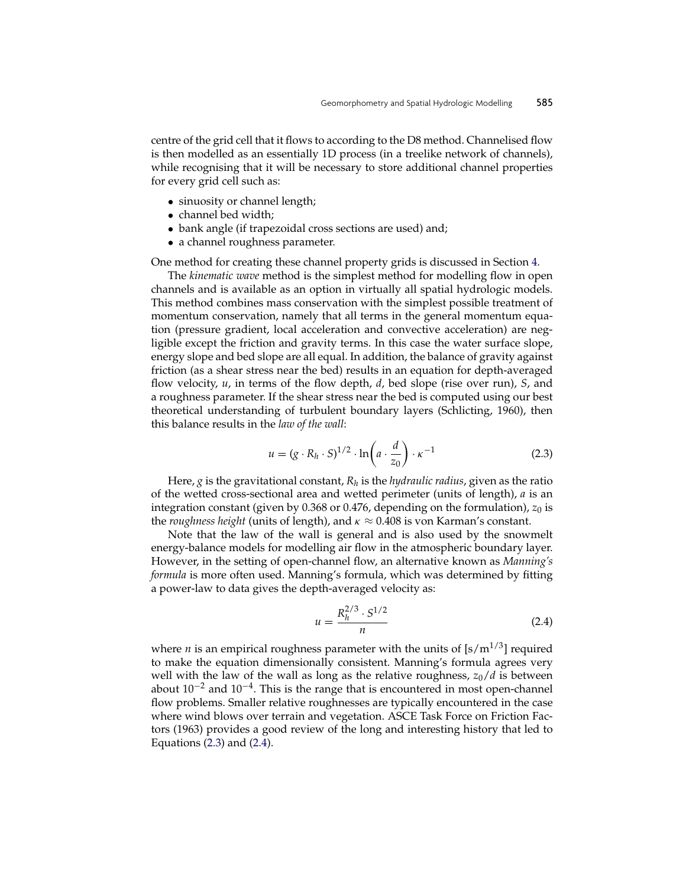centre of the grid cell that it flows to according to the D8 method. Channelised flow is then modelled as an essentially 1D process (in a treelike network of channels), while recognising that it will be necessary to store additional channel properties for every grid cell such as:

- sinuosity or channel length;
- channel bed width;
- bank angle (if trapezoidal cross sections are used) and;
- a channel roughness parameter.

One method for creating these channel property grids is discussed in Section 4.

The *kinematic wave* method is the simplest method for modelling flow in open channels and is available as an option in virtually all spatial hydrologic models. This method combines mass conservation with the simplest possible treatment of momentum conservation, namely that all terms in the general momentum equation (pressure gradient, local acceleration and convective acceleration) are negligible except the friction and gravity terms. In this case the water surface slope, energy slope and bed slope are all equal. In addition, the balance of gravity against friction (as a shear stress near the bed) results in an equation for depth-averaged flow velocity, $u$, in terms of the flow depth, $d$, bed slope (rise over run), $S$, and a roughness parameter. If the shear stress near the bed is computed using our best theoretical understanding of turbulent boundary layers (Schlicting, 1960), then this balance results in the *law of the wall*:

$$u = (g \cdot R_h \cdot S)^{1/2} \cdot \ln\left(a \cdot \frac{d}{z_0}\right) \cdot \kappa^{-1} \tag{2.3}$$

Here, $g$ is the gravitational constant, $R_h$ is the *hydraulic radius*, given as the ratio of the wetted cross-sectional area and wetted perimeter (units of length), $a$ is an integration constant (given by 0.368 or 0.476, depending on the formulation), $z_0$ is the *roughness height* (units of length), and $\kappa \approx 0.408$ is von Karman's constant.

Note that the law of the wall is general and is also used by the snowmelt energy-balance models for modelling air flow in the atmospheric boundary layer. However, in the setting of open-channel flow, an alternative known as *Manning's formula* is more often used. Manning's formula, which was determined by fitting a power-law to data gives the depth-averaged velocity as:

$$u = \frac{R_h^{2/3} \cdot S^{1/2}}{n} \tag{2.4}$$

where $n$ is an empirical roughness parameter with the units of [$\mathrm{s/m^{1/3}}$] required to make the equation dimensionally consistent. Manning's formula agrees very well with the law of the wall as long as the relative roughness, $z_0/d$ is between about $10^{-2}$ and $10^{-4}$. This is the range that is encountered in most open-channel flow problems. Smaller relative roughnesses are typically encountered in the case where wind blows over terrain and vegetation. ASCE Task Force on Friction Factors (1963) provides a good review of the long and interesting history that led to Equations (2.3) and (2.4).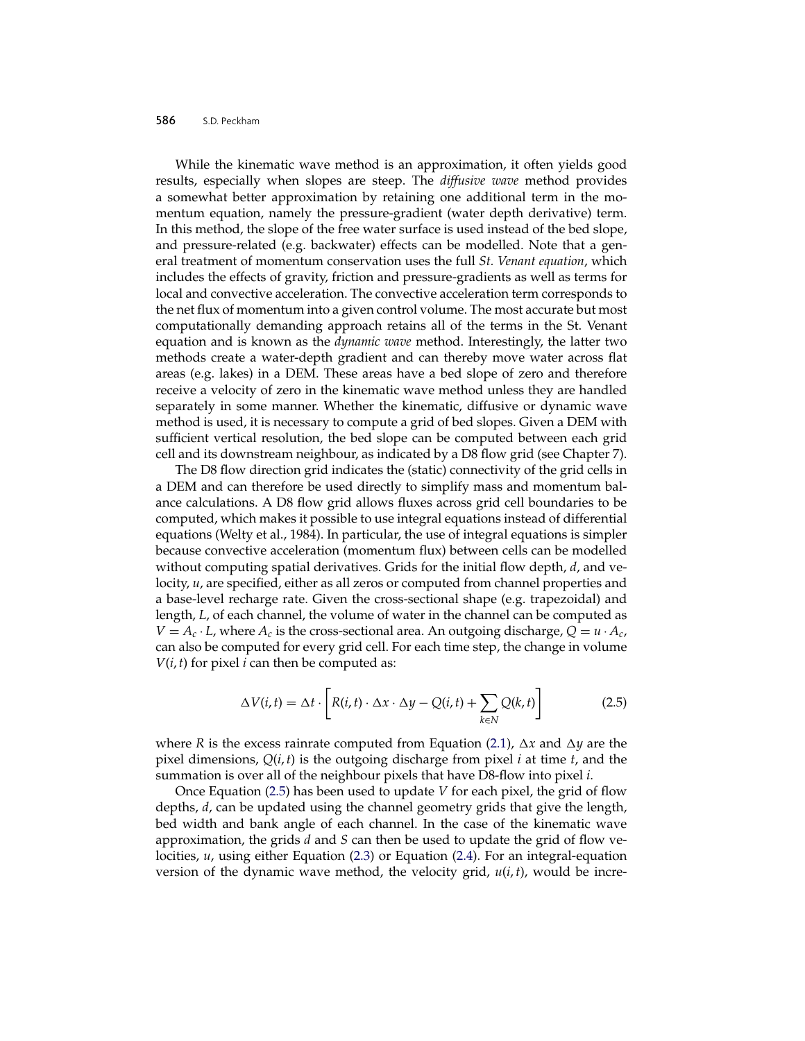While the kinematic wave method is an approximation, it often yields good results, especially when slopes are steep. The *diffusive wave* method provides a somewhat better approximation by retaining one additional term in the momentum equation, namely the pressure-gradient (water depth derivative) term. In this method, the slope of the free water surface is used instead of the bed slope, and pressure-related (e.g. backwater) effects can be modelled. Note that a general treatment of momentum conservation uses the full *St. Venant equation*, which includes the effects of gravity, friction and pressure-gradients as well as terms for local and convective acceleration. The convective acceleration term corresponds to the net flux of momentum into a given control volume. The most accurate but most computationally demanding approach retains all of the terms in the St. Venant equation and is known as the *dynamic wave* method. Interestingly, the latter two methods create a water-depth gradient and can thereby move water across flat areas (e.g. lakes) in a DEM. These areas have a bed slope of zero and therefore receive a velocity of zero in the kinematic wave method unless they are handled separately in some manner. Whether the kinematic, diffusive or dynamic wave method is used, it is necessary to compute a grid of bed slopes. Given a DEM with sufficient vertical resolution, the bed slope can be computed between each grid cell and its downstream neighbour, as indicated by a D8 flow grid (see Chapter 7).

The D8 flow direction grid indicates the (static) connectivity of the grid cells in a DEM and can therefore be used directly to simplify mass and momentum balance calculations. A D8 flow grid allows fluxes across grid cell boundaries to be computed, which makes it possible to use integral equations instead of differential equations (Welty et al., 1984). In particular, the use of integral equations is simpler because convective acceleration (momentum flux) between cells can be modelled without computing spatial derivatives. Grids for the initial flow depth, $d$, and velocity, $u$, are specified, either as all zeros or computed from channel properties and a base-level recharge rate. Given the cross-sectional shape (e.g. trapezoidal) and length, $L$, of each channel, the volume of water in the channel can be computed as $V = A_c \cdot L$, where $A_c$ is the cross-sectional area. An outgoing discharge, $Q = u \cdot A_c$, can also be computed for every grid cell. For each time step, the change in volume $V(i, t)$ for pixel $i$ can then be computed as:

$$\Delta V(i, t) = \Delta t \cdot \left[ R(i, t) \cdot \Delta x \cdot \Delta y - Q(i, t) + \sum_{k \in N} Q(k, t) \right] \tag{2.5}$$

where $R$ is the excess rainrate computed from Equation (2.1), $\Delta x$ and $\Delta y$ are the pixel dimensions, $Q(i, t)$ is the outgoing discharge from pixel $i$ at time $t$, and the summation is over all of the neighbour pixels that have D8-flow into pixel $i$.

Once Equation (2.5) has been used to update $V$ for each pixel, the grid of flow depths, $d$, can be updated using the channel geometry grids that give the length, bed width and bank angle of each channel. In the case of the kinematic wave approximation, the grids $d$ and $S$ can then be used to update the grid of flow velocities, $u$, using either Equation (2.3) or Equation (2.4). For an integral-equation version of the dynamic wave method, the velocity grid, $u(i, t)$, would be incre-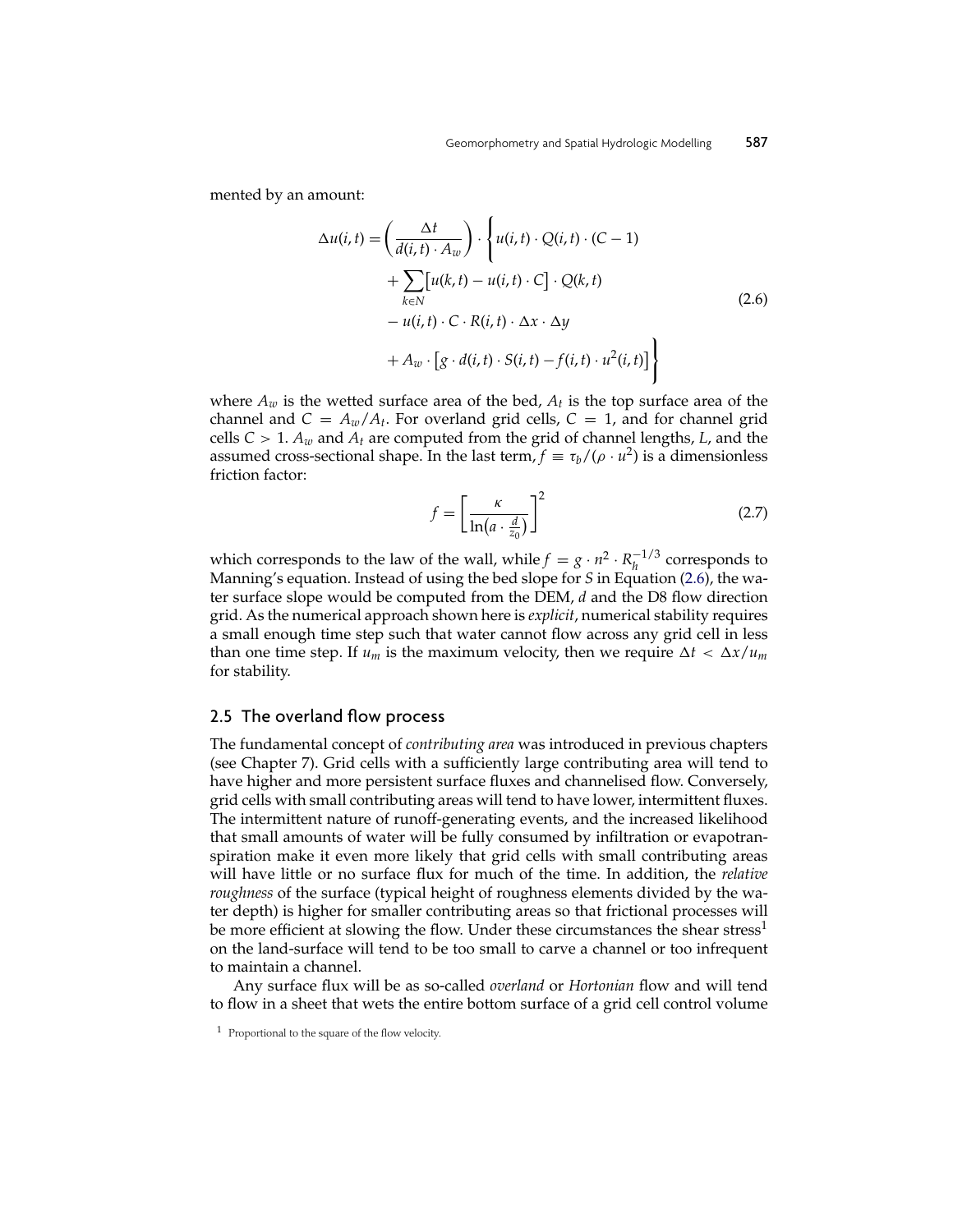mented by an amount:

$$
\begin{aligned}
\Delta u(i,t) = \left(\frac{\Delta t}{d(i,t)\cdot A_w}\right)\cdot \Bigg\{ & u(i,t)\cdot Q(i,t)\cdot (C-1) \\
& + \sum_{k\in N}\big[u(k,t) - u(i,t)\cdot C\big]\cdot Q(k,t) \\
& - u(i,t)\cdot C\cdot R(i,t)\cdot \Delta x\cdot \Delta y \\
& + A_w\cdot \big[g\cdot d(i,t)\cdot S(i,t) - f(i,t)\cdot u^2(i,t)\big]\Bigg\}
\end{aligned}
\tag{2.6}
$$

where $A_w$ is the wetted surface area of the bed, $A_t$ is the top surface area of the channel and $C = A_w/A_t$. For overland grid cells, $C = 1$, and for channel grid cells $C > 1$. $A_w$ and $A_t$ are computed from the grid of channel lengths, $L$, and the assumed cross-sectional shape. In the last term, $f \equiv \tau_b/(\rho \cdot u^2)$ is a dimensionless friction factor:

$$
f = \left[\frac{\kappa}{\ln\left(a\cdot \frac{d}{z_0}\right)}\right]^2 \tag{2.7}
$$

which corresponds to the law of the wall, while $f = g \cdot n^2 \cdot R_h^{-1/3}$ corresponds to Manning's equation. Instead of using the bed slope for $S$ in Equation (2.6), the water surface slope would be computed from the DEM, $d$ and the D8 flow direction grid. As the numerical approach shown here is *explicit*, numerical stability requires a small enough time step such that water cannot flow across any grid cell in less than one time step. If $u_m$ is the maximum velocity, then we require $\Delta t < \Delta x/u_m$ for stability.

## 2.5 The overland flow process

The fundamental concept of *contributing area* was introduced in previous chapters (see Chapter 7). Grid cells with a sufficiently large contributing area will tend to have higher and more persistent surface fluxes and channelised flow. Conversely, grid cells with small contributing areas will tend to have lower, intermittent fluxes. The intermittent nature of runoff-generating events, and the increased likelihood that small amounts of water will be fully consumed by infiltration or evapotranspiration make it even more likely that grid cells with small contributing areas will have little or no surface flux for much of the time. In addition, the *relative roughness* of the surface (typical height of roughness elements divided by the water depth) is higher for smaller contributing areas so that frictional processes will be more efficient at slowing the flow. Under these circumstances the shear stress[1] on the land-surface will tend to be too small to carve a channel or too infrequent to maintain a channel.

Any surface flux will be as so-called *overland* or *Hortonian* flow and will tend to flow in a sheet that wets the entire bottom surface of a grid cell control volume

[1] Proportional to the square of the flow velocity.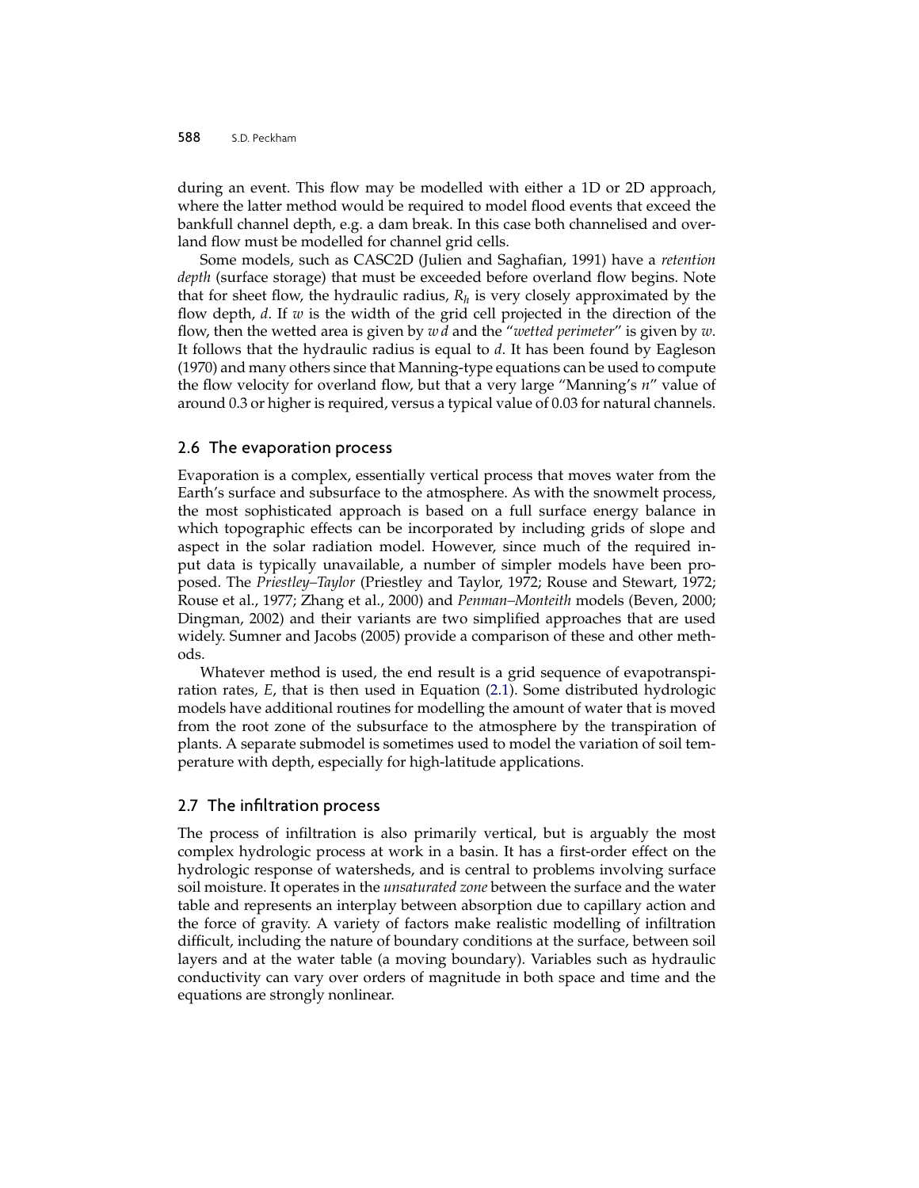during an event. This flow may be modelled with either a 1D or 2D approach, where the latter method would be required to model flood events that exceed the bankfull channel depth, e.g. a dam break. In this case both channelised and overland flow must be modelled for channel grid cells.

Some models, such as CASC2D (Julien and Saghafian, 1991) have a *retention depth* (surface storage) that must be exceeded before overland flow begins. Note that for sheet flow, the hydraulic radius, $R_h$ is very closely approximated by the flow depth, $d$. If $w$ is the width of the grid cell projected in the direction of the flow, then the wetted area is given by $w\,d$ and the "*wetted perimeter*" is given by $w$. It follows that the hydraulic radius is equal to $d$. It has been found by Eagleson (1970) and many others since that Manning-type equations can be used to compute the flow velocity for overland flow, but that a very large "Manning's $n$" value of around 0.3 or higher is required, versus a typical value of 0.03 for natural channels.

## 2.6 The evaporation process

Evaporation is a complex, essentially vertical process that moves water from the Earth's surface and subsurface to the atmosphere. As with the snowmelt process, the most sophisticated approach is based on a full surface energy balance in which topographic effects can be incorporated by including grids of slope and aspect in the solar radiation model. However, since much of the required input data is typically unavailable, a number of simpler models have been proposed. The *Priestley–Taylor* (Priestley and Taylor, 1972; Rouse and Stewart, 1972; Rouse et al., 1977; Zhang et al., 2000) and *Penman–Monteith* models (Beven, 2000; Dingman, 2002) and their variants are two simplified approaches that are used widely. Sumner and Jacobs (2005) provide a comparison of these and other methods.

Whatever method is used, the end result is a grid sequence of evapotranspiration rates, $E$, that is then used in Equation (2.1). Some distributed hydrologic models have additional routines for modelling the amount of water that is moved from the root zone of the subsurface to the atmosphere by the transpiration of plants. A separate submodel is sometimes used to model the variation of soil temperature with depth, especially for high-latitude applications.

## 2.7 The infiltration process

The process of infiltration is also primarily vertical, but is arguably the most complex hydrologic process at work in a basin. It has a first-order effect on the hydrologic response of watersheds, and is central to problems involving surface soil moisture. It operates in the *unsaturated zone* between the surface and the water table and represents an interplay between absorption due to capillary action and the force of gravity. A variety of factors make realistic modelling of infiltration difficult, including the nature of boundary conditions at the surface, between soil layers and at the water table (a moving boundary). Variables such as hydraulic conductivity can vary over orders of magnitude in both space and time and the equations are strongly nonlinear.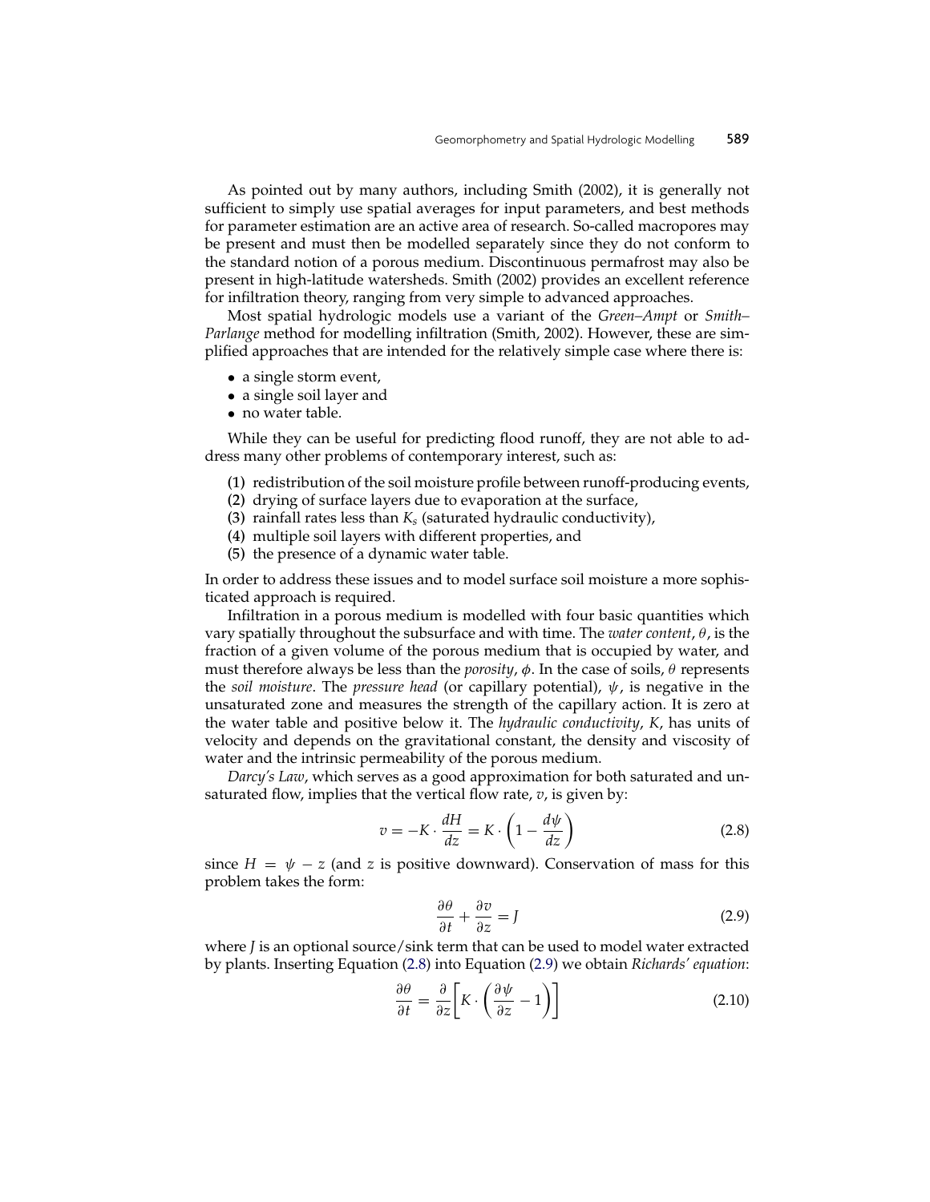As pointed out by many authors, including Smith (2002), it is generally not sufficient to simply use spatial averages for input parameters, and best methods for parameter estimation are an active area of research. So-called macropores may be present and must then be modelled separately since they do not conform to the standard notion of a porous medium. Discontinuous permafrost may also be present in high-latitude watersheds. Smith (2002) provides an excellent reference for infiltration theory, ranging from very simple to advanced approaches.

Most spatial hydrologic models use a variant of the *Green–Ampt* or *Smith–Parlange* method for modelling infiltration (Smith, 2002). However, these are simplified approaches that are intended for the relatively simple case where there is:

- a single storm event,
- a single soil layer and
- no water table.

While they can be useful for predicting flood runoff, they are not able to adress many other problems of contemporary interest, such as:

(1) redistribution of the soil moisture profile between runoff-producing events,
(2) drying of surface layers due to evaporation at the surface,
(3) rainfall rates less than $K_s$ (saturated hydraulic conductivity),
(4) multiple soil layers with different properties, and
(5) the presence of a dynamic water table.

In order to address these issues and to model surface soil moisture a more sophisticated approach is required.

Infiltration in a porous medium is modelled with four basic quantities which vary spatially throughout the subsurface and with time. The *water content*, $\theta$, is the fraction of a given volume of the porous medium that is occupied by water, and must therefore always be less than the *porosity*, $\phi$. In the case of soils, $\theta$ represents the *soil moisture*. The *pressure head* (or capillary potential), $\psi$, is negative in the unsaturated zone and measures the strength of the capillary action. It is zero at the water table and positive below it. The *hydraulic conductivity*, $K$, has units of velocity and depends on the gravitational constant, the density and viscosity of water and the intrinsic permeability of the porous medium.

*Darcy's Law*, which serves as a good approximation for both saturated and unsaturated flow, implies that the vertical flow rate, $v$, is given by:

$$v = -K \cdot \frac{dH}{dz} = K \cdot \left(1 - \frac{d\psi}{dz}\right) \tag{2.8}$$

since $H = \psi - z$ (and $z$ is positive downward). Conservation of mass for this problem takes the form:

$$\frac{\partial \theta}{\partial t} + \frac{\partial v}{\partial z} = J \tag{2.9}$$

where $J$ is an optional source/sink term that can be used to model water extracted by plants. Inserting Equation (2.8) into Equation (2.9) we obtain *Richards' equation*:

$$\frac{\partial \theta}{\partial t} = \frac{\partial}{\partial z}\left[K \cdot \left(\frac{\partial \psi}{\partial z} - 1\right)\right] \tag{2.10}$$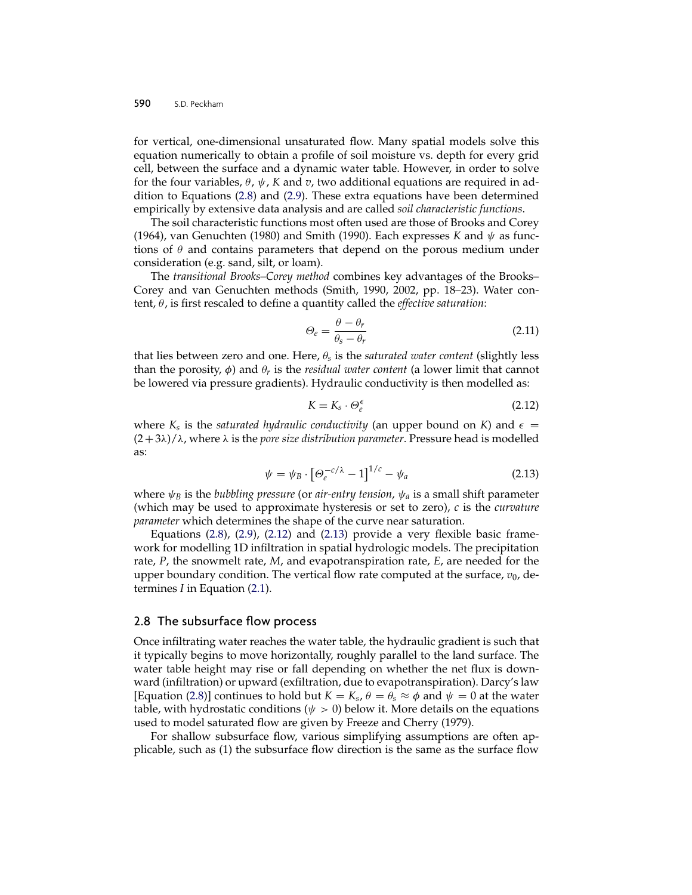for vertical, one-dimensional unsaturated flow. Many spatial models solve this equation numerically to obtain a profile of soil moisture vs. depth for every grid cell, between the surface and a dynamic water table. However, in order to solve for the four variables, $\theta$, $\psi$, $K$ and $v$, two additional equations are required in addition to Equations (2.8) and (2.9). These extra equations have been determined empirically by extensive data analysis and are called *soil characteristic functions*.

The soil characteristic functions most often used are those of Brooks and Corey (1964), van Genuchten (1980) and Smith (1990). Each expresses $K$ and $\psi$ as functions of $\theta$ and contains parameters that depend on the porous medium under consideration (e.g. sand, silt, or loam).

The *transitional Brooks–Corey method* combines key advantages of the Brooks–Corey and van Genuchten methods (Smith, 1990, 2002, pp. 18–23). Water content, $\theta$, is first rescaled to define a quantity called the *effective saturation*:

$$\Theta_e = \frac{\theta - \theta_r}{\theta_s - \theta_r} \tag{2.11}$$

that lies between zero and one. Here, $\theta_s$ is the *saturated water content* (slightly less than the porosity, $\phi$) and $\theta_r$ is the *residual water content* (a lower limit that cannot be lowered via pressure gradients). Hydraulic conductivity is then modelled as:

$$K = K_s \cdot \Theta_e^{\epsilon} \tag{2.12}$$

where $K_s$ is the *saturated hydraulic conductivity* (an upper bound on $K$) and $\epsilon = (2 + 3\lambda)/\lambda$, where $\lambda$ is the *pore size distribution parameter*. Pressure head is modelled as:

$$\psi = \psi_B \cdot \left[\Theta_e^{-c/\lambda} - 1\right]^{1/c} - \psi_a \tag{2.13}$$

where $\psi_B$ is the *bubbling pressure* (or *air-entry tension*, $\psi_a$ is a small shift parameter (which may be used to approximate hysteresis or set to zero), $c$ is the *curvature parameter* which determines the shape of the curve near saturation.

Equations (2.8), (2.9), (2.12) and (2.13) provide a very flexible basic framework for modelling 1D infiltration in spatial hydrologic models. The precipitation rate, $P$, the snowmelt rate, $M$, and evapotranspiration rate, $E$, are needed for the upper boundary condition. The vertical flow rate computed at the surface, $v_0$, determines $I$ in Equation (2.1).

## 2.8 The subsurface flow process

Once infiltrating water reaches the water table, the hydraulic gradient is such that it typically begins to move horizontally, roughly parallel to the land surface. The water table height may rise or fall depending on whether the net flux is downward (infiltration) or upward (exfiltration, due to evapotranspiration). Darcy's law [Equation (2.8)] continues to hold but $K = K_s$, $\theta = \theta_s \approx \phi$ and $\psi = 0$ at the water table, with hydrostatic conditions ($\psi > 0$) below it. More details on the equations used to model saturated flow are given by Freeze and Cherry (1979).

For shallow subsurface flow, various simplifying assumptions are often applicable, such as (1) the subsurface flow direction is the same as the surface flow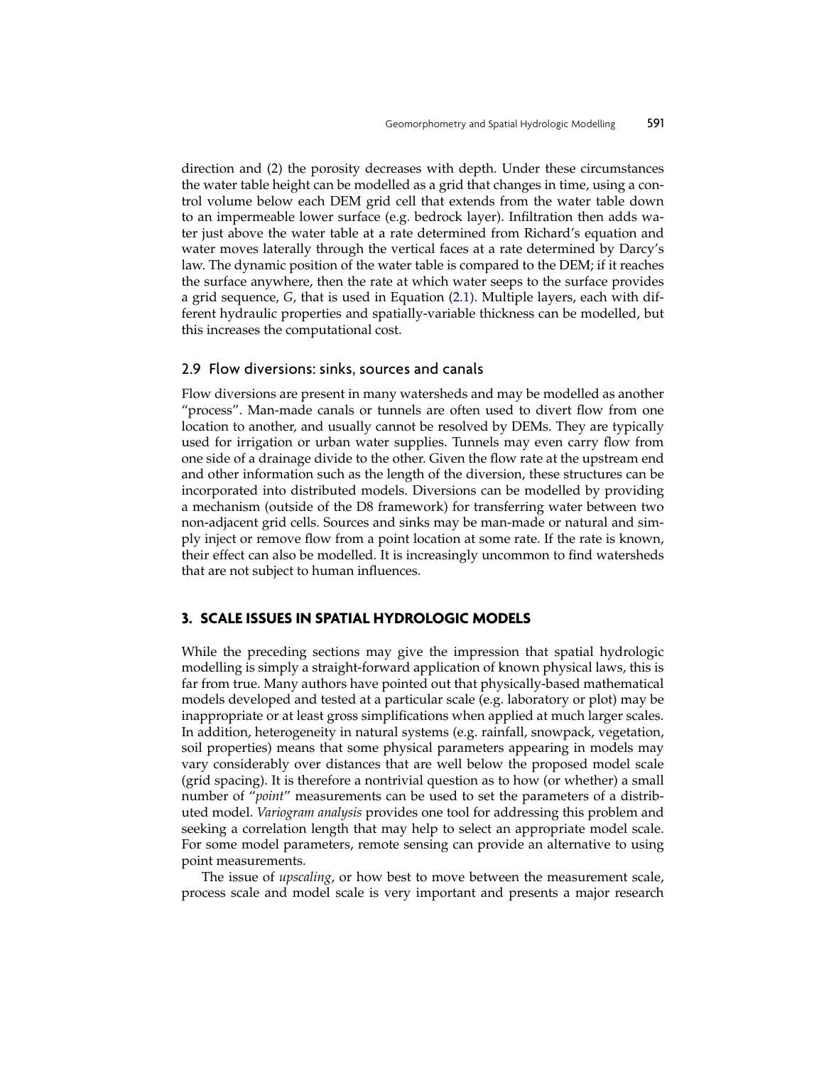direction and (2) the porosity decreases with depth. Under these circumstances the water table height can be modelled as a grid that changes in time, using a control volume below each DEM grid cell that extends from the water table down to an impermeable lower surface (e.g. bedrock layer). Infiltration then adds water just above the water table at a rate determined from Richard's equation and water moves laterally through the vertical faces at a rate determined by Darcy's law. The dynamic position of the water table is compared to the DEM; if it reaches the surface anywhere, then the rate at which water seeps to the surface provides a grid sequence, $G$, that is used in Equation (2.1). Multiple layers, each with different hydraulic properties and spatially-variable thickness can be modelled, but this increases the computational cost.

### 2.9 Flow diversions: sinks, sources and canals

Flow diversions are present in many watersheds and may be modelled as another "process". Man-made canals or tunnels are often used to divert flow from one location to another, and usually cannot be resolved by DEMs. They are typically used for irrigation or urban water supplies. Tunnels may even carry flow from one side of a drainage divide to the other. Given the flow rate at the upstream end and other information such as the length of the diversion, these structures can be incorporated into distributed models. Diversions can be modelled by providing a mechanism (outside of the D8 framework) for transferring water between two non-adjacent grid cells. Sources and sinks may be man-made or natural and simply inject or remove flow from a point location at some rate. If the rate is known, their effect can also be modelled. It is increasingly uncommon to find watersheds that are not subject to human influences.

## 3. SCALE ISSUES IN SPATIAL HYDROLOGIC MODELS

While the preceding sections may give the impression that spatial hydrologic modelling is simply a straight-forward application of known physical laws, this is far from true. Many authors have pointed out that physically-based mathematical models developed and tested at a particular scale (e.g. laboratory or plot) may be inappropriate or at least gross simplifications when applied at much larger scales. In addition, heterogeneity in natural systems (e.g. rainfall, snowpack, vegetation, soil properties) means that some physical parameters appearing in models may vary considerably over distances that are well below the proposed model scale (grid spacing). It is therefore a nontrivial question as to how (or whether) a small number of "*point*" measurements can be used to set the parameters of a distributed model. *Variogram analysis* provides one tool for addressing this problem and seeking a correlation length that may help to select an appropriate model scale. For some model parameters, remote sensing can provide an alternative to using point measurements.

The issue of *upscaling*, or how best to move between the measurement scale, process scale and model scale is very important and presents a major research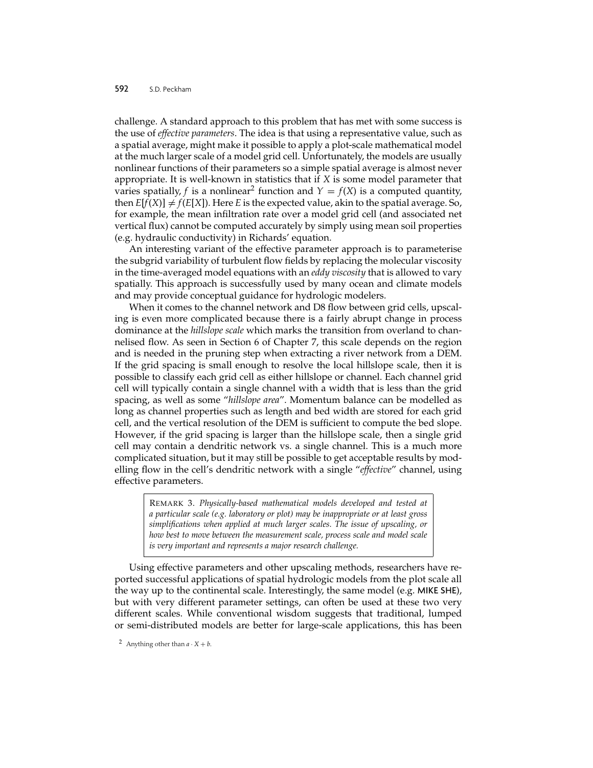challenge. A standard approach to this problem that has met with some success is the use of *effective parameters*. The idea is that using a representative value, such as a spatial average, might make it possible to apply a plot-scale mathematical model at the much larger scale of a model grid cell. Unfortunately, the models are usually nonlinear functions of their parameters so a simple spatial average is almost never appropriate. It is well-known in statistics that if $X$ is some model parameter that varies spatially, $f$ is a nonlinear[2] function and $Y = f(X)$ is a computed quantity, then $E[f(X)] \neq f(E[X])$. Here $E$ is the expected value, akin to the spatial average. So, for example, the mean infiltration rate over a model grid cell (and associated net vertical flux) cannot be computed accurately by simply using mean soil properties (e.g. hydraulic conductivity) in Richards' equation.

An interesting variant of the effective parameter approach is to parameterise the subgrid variability of turbulent flow fields by replacing the molecular viscosity in the time-averaged model equations with an *eddy viscosity* that is allowed to vary spatially. This approach is successfully used by many ocean and climate models and may provide conceptual guidance for hydrologic modelers.

When it comes to the channel network and D8 flow between grid cells, upscaling is even more complicated because there is a fairly abrupt change in process dominance at the *hillslope scale* which marks the transition from overland to channelised flow. As seen in Section 6 of Chapter 7, this scale depends on the region and is needed in the pruning step when extracting a river network from a DEM. If the grid spacing is small enough to resolve the local hillslope scale, then it is possible to classify each grid cell as either hillslope or channel. Each channel grid cell will typically contain a single channel with a width that is less than the grid spacing, as well as some "*hillslope area*". Momentum balance can be modelled as long as channel properties such as length and bed width are stored for each grid cell, and the vertical resolution of the DEM is sufficient to compute the bed slope. However, if the grid spacing is larger than the hillslope scale, then a single grid cell may contain a dendritic network vs. a single channel. This is a much more complicated situation, but it may still be possible to get acceptable results by modelling flow in the cell's dendritic network with a single "*effective*" channel, using effective parameters.

> REMARK 3. *Physically-based mathematical models developed and tested at a particular scale (e.g. laboratory or plot) may be inappropriate or at least gross simplifications when applied at much larger scales. The issue of upscaling, or how best to move between the measurement scale, process scale and model scale is very important and represents a major research challenge.*

Using effective parameters and other upscaling methods, researchers have reported successful applications of spatial hydrologic models from the plot scale all the way up to the continental scale. Interestingly, the same model (e.g. MIKE SHE), but with very different parameter settings, can often be used at these two very different scales. While conventional wisdom suggests that traditional, lumped or semi-distributed models are better for large-scale applications, this has been

[2] Anything other than $a \cdot X + b$.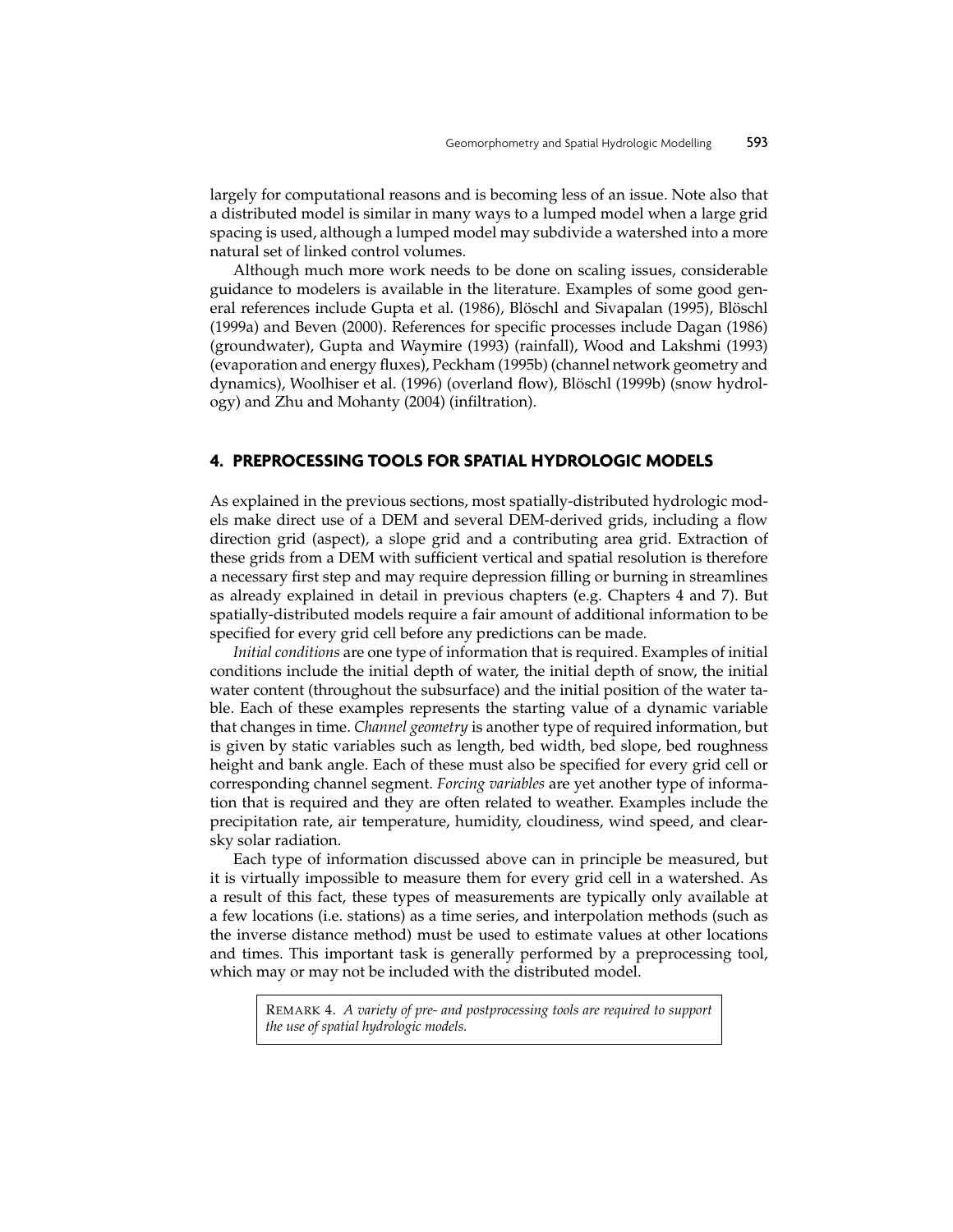largely for computational reasons and is becoming less of an issue. Note also that a distributed model is similar in many ways to a lumped model when a large grid spacing is used, although a lumped model may subdivide a watershed into a more natural set of linked control volumes.

Although much more work needs to be done on scaling issues, considerable guidance to modelers is available in the literature. Examples of some good general references include Gupta et al. (1986), Blöschl and Sivapalan (1995), Blöschl (1999a) and Beven (2000). References for specific processes include Dagan (1986) (groundwater), Gupta and Waymire (1993) (rainfall), Wood and Lakshmi (1993) (evaporation and energy fluxes), Peckham (1995b) (channel network geometry and dynamics), Woolhiser et al. (1996) (overland flow), Blöschl (1999b) (snow hydrology) and Zhu and Mohanty (2004) (infiltration).

## 4. PREPROCESSING TOOLS FOR SPATIAL HYDROLOGIC MODELS

As explained in the previous sections, most spatially-distributed hydrologic models make direct use of a DEM and several DEM-derived grids, including a flow direction grid (aspect), a slope grid and a contributing area grid. Extraction of these grids from a DEM with sufficient vertical and spatial resolution is therefore a necessary first step and may require depression filling or burning in streamlines as already explained in detail in previous chapters (e.g. Chapters 4 and 7). But spatially-distributed models require a fair amount of additional information to be specified for every grid cell before any predictions can be made.

*Initial conditions* are one type of information that is required. Examples of initial conditions include the initial depth of water, the initial depth of snow, the initial water content (throughout the subsurface) and the initial position of the water table. Each of these examples represents the starting value of a dynamic variable that changes in time. *Channel geometry* is another type of required information, but is given by static variables such as length, bed width, bed slope, bed roughness height and bank angle. Each of these must also be specified for every grid cell or corresponding channel segment. *Forcing variables* are yet another type of information that is required and they are often related to weather. Examples include the precipitation rate, air temperature, humidity, cloudiness, wind speed, and clear-sky solar radiation.

Each type of information discussed above can in principle be measured, but it is virtually impossible to measure them for every grid cell in a watershed. As a result of this fact, these types of measurements are typically only available at a few locations (i.e. stations) as a time series, and interpolation methods (such as the inverse distance method) must be used to estimate values at other locations and times. This important task is generally performed by a preprocessing tool, which may or may not be included with the distributed model.

> REMARK 4. *A variety of pre- and postprocessing tools are required to support the use of spatial hydrologic models.*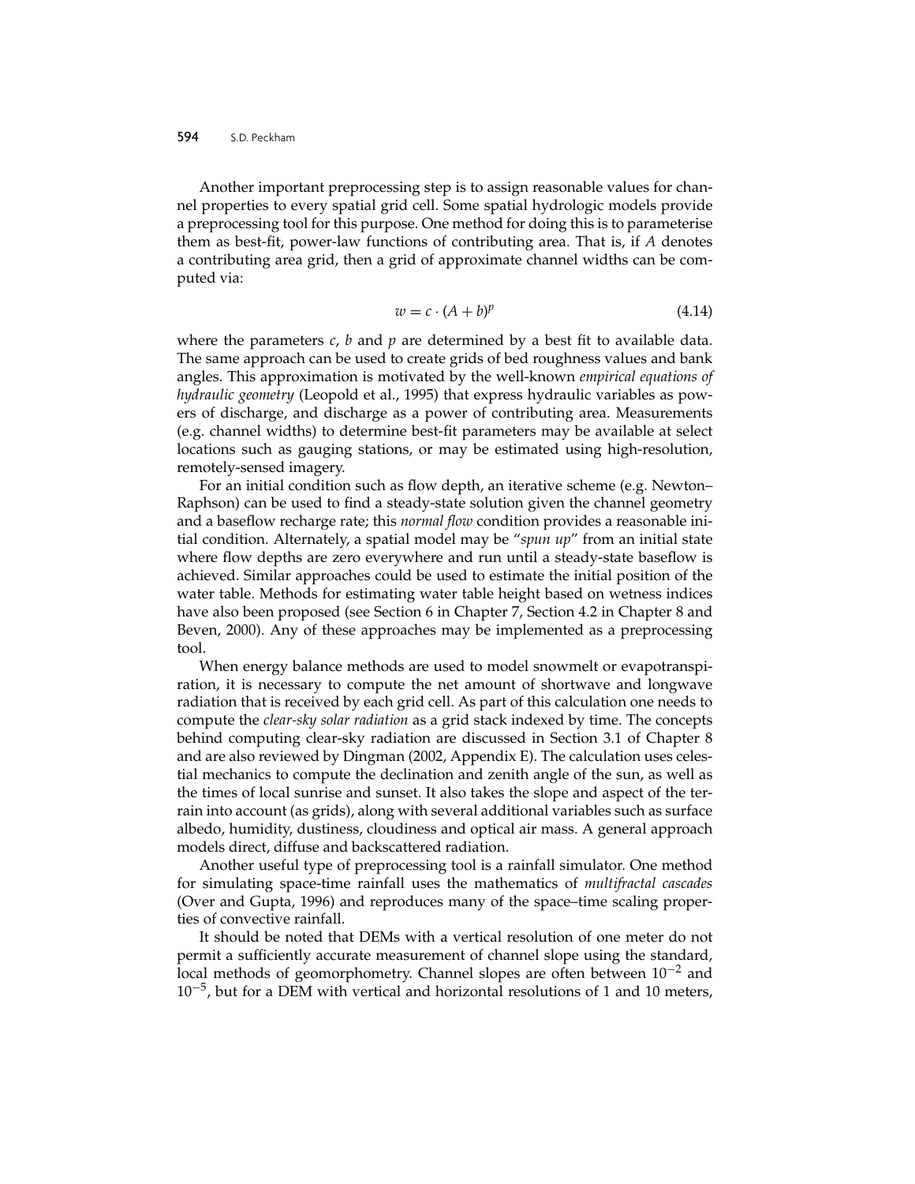Another important preprocessing step is to assign reasonable values for channel properties to every spatial grid cell. Some spatial hydrologic models provide a preprocessing tool for this purpose. One method for doing this is to parameterise them as best-fit, power-law functions of contributing area. That is, if $A$ denotes a contributing area grid, then a grid of approximate channel widths can be computed via:

$$w = c \cdot (A + b)^p \tag{4.14}$$

where the parameters $c$, $b$ and $p$ are determined by a best fit to available data. The same approach can be used to create grids of bed roughness values and bank angles. This approximation is motivated by the well-known *empirical equations of hydraulic geometry* (Leopold et al., 1995) that express hydraulic variables as powers of discharge, and discharge as a power of contributing area. Measurements (e.g. channel widths) to determine best-fit parameters may be available at select locations such as gauging stations, or may be estimated using high-resolution, remotely-sensed imagery.

For an initial condition such as flow depth, an iterative scheme (e.g. Newton–Raphson) can be used to find a steady-state solution given the channel geometry and a baseflow recharge rate; this *normal flow* condition provides a reasonable initial condition. Alternately, a spatial model may be "*spun up*" from an initial state where flow depths are zero everywhere and run until a steady-state baseflow is achieved. Similar approaches could be used to estimate the initial position of the water table. Methods for estimating water table height based on wetness indices have also been proposed (see Section 6 in Chapter 7, Section 4.2 in Chapter 8 and Beven, 2000). Any of these approaches may be implemented as a preprocessing tool.

When energy balance methods are used to model snowmelt or evapotranspiration, it is necessary to compute the net amount of shortwave and longwave radiation that is received by each grid cell. As part of this calculation one needs to compute the *clear-sky solar radiation* as a grid stack indexed by time. The concepts behind computing clear-sky radiation are discussed in Section 3.1 of Chapter 8 and are also reviewed by Dingman (2002, Appendix E). The calculation uses celestial mechanics to compute the declination and zenith angle of the sun, as well as the times of local sunrise and sunset. It also takes the slope and aspect of the terrain into account (as grids), along with several additional variables such as surface albedo, humidity, dustiness, cloudiness and optical air mass. A general approach models direct, diffuse and backscattered radiation.

Another useful type of preprocessing tool is a rainfall simulator. One method for simulating space-time rainfall uses the mathematics of *multifractal cascades* (Over and Gupta, 1996) and reproduces many of the space–time scaling properties of convective rainfall.

It should be noted that DEMs with a vertical resolution of one meter do not permit a sufficiently accurate measurement of channel slope using the standard, local methods of geomorphometry. Channel slopes are often between $10^{-2}$ and $10^{-5}$, but for a DEM with vertical and horizontal resolutions of 1 and 10 meters,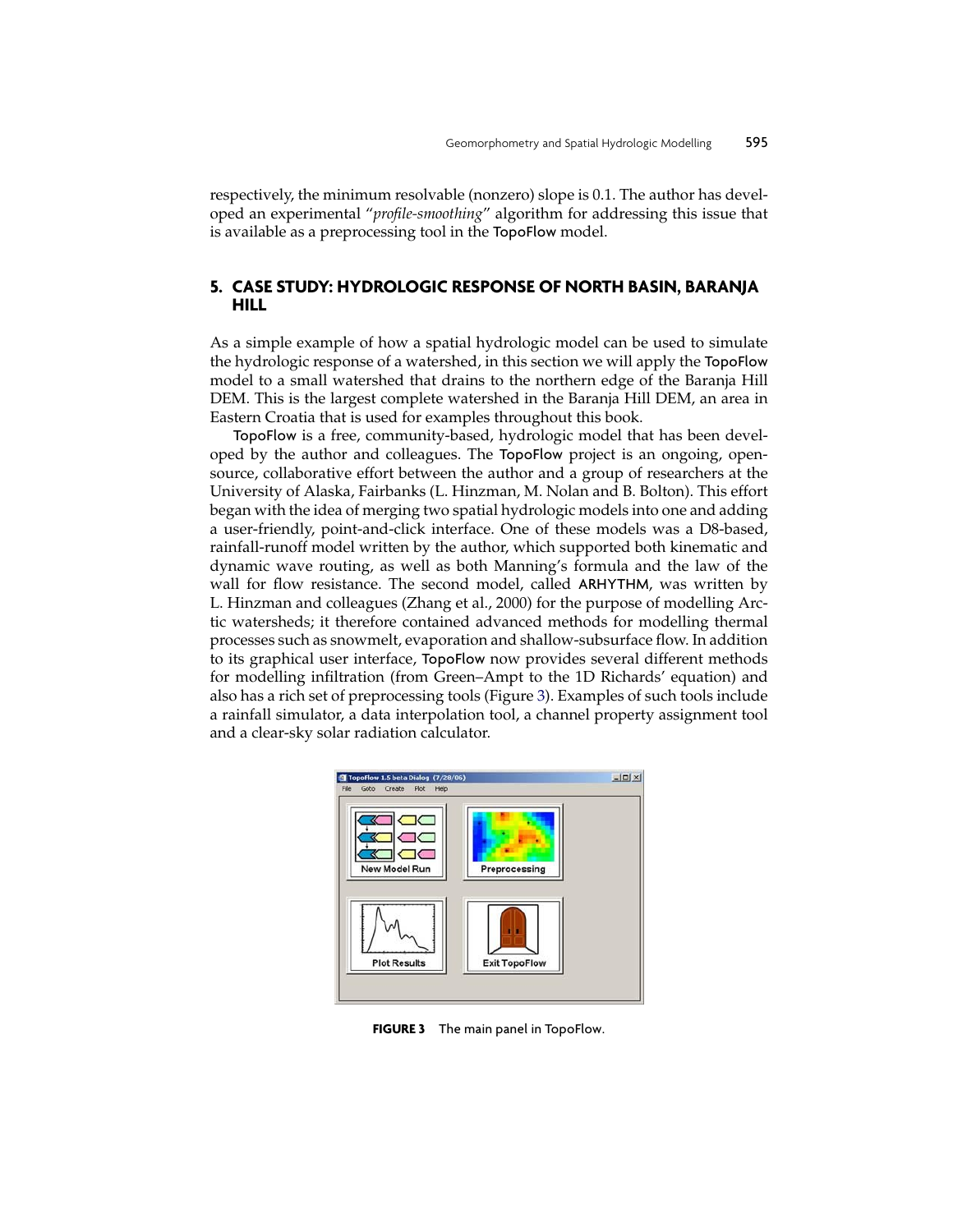respectively, the minimum resolvable (nonzero) slope is 0.1. The author has developed an experimental "*profile-smoothing*" algorithm for addressing this issue that is available as a preprocessing tool in the TopoFlow model.

## 5. CASE STUDY: HYDROLOGIC RESPONSE OF NORTH BASIN, BARANJA HILL

As a simple example of how a spatial hydrologic model can be used to simulate the hydrologic response of a watershed, in this section we will apply the TopoFlow model to a small watershed that drains to the northern edge of the Baranja Hill DEM. This is the largest complete watershed in the Baranja Hill DEM, an area in Eastern Croatia that is used for examples throughout this book.

TopoFlow is a free, community-based, hydrologic model that has been developed by the author and colleagues. The TopoFlow project is an ongoing, open-source, collaborative effort between the author and a group of researchers at the University of Alaska, Fairbanks (L. Hinzman, M. Nolan and B. Bolton). This effort began with the idea of merging two spatial hydrologic models into one and adding a user-friendly, point-and-click interface. One of these models was a D8-based, rainfall-runoff model written by the author, which supported both kinematic and dynamic wave routing, as well as both Manning's formula and the law of the wall for flow resistance. The second model, called ARHYTHM, was written by L. Hinzman and colleagues (Zhang et al., 2000) for the purpose of modelling Arctic watersheds; it therefore contained advanced methods for modelling thermal processes such as snowmelt, evaporation and shallow-subsurface flow. In addition to its graphical user interface, TopoFlow now provides several different methods for modelling infiltration (from Green–Ampt to the 1D Richards' equation) and also has a rich set of preprocessing tools (Figure 3). Examples of such tools include a rainfall simulator, a data interpolation tool, a channel property assignment tool and a clear-sky solar radiation calculator.

**FIGURE 3** The main panel in TopoFlow.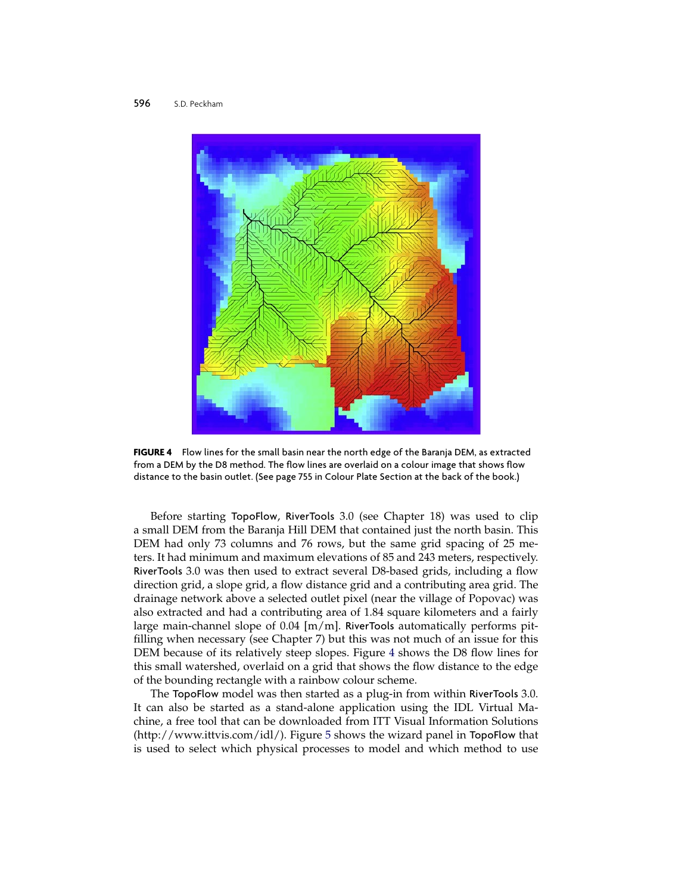**FIGURE 4** Flow lines for the small basin near the north edge of the Baranja DEM, as extracted from a DEM by the D8 method. The flow lines are overlaid on a colour image that shows flow distance to the basin outlet. (See page 755 in Colour Plate Section at the back of the book.)

Before starting TopoFlow, RiverTools 3.0 (see Chapter 18) was used to clip a small DEM from the Baranja Hill DEM that contained just the north basin. This DEM had only 73 columns and 76 rows, but the same grid spacing of 25 meters. It had minimum and maximum elevations of 85 and 243 meters, respectively. RiverTools 3.0 was then used to extract several D8-based grids, including a flow direction grid, a slope grid, a flow distance grid and a contributing area grid. The drainage network above a selected outlet pixel (near the village of Popovac) was also extracted and had a contributing area of 1.84 square kilometers and a fairly large main-channel slope of 0.04 [m/m]. RiverTools automatically performs pit-filling when necessary (see Chapter 7) but this was not much of an issue for this DEM because of its relatively steep slopes. Figure 4 shows the D8 flow lines for this small watershed, overlaid on a grid that shows the flow distance to the edge of the bounding rectangle with a rainbow colour scheme.

The TopoFlow model was then started as a plug-in from within RiverTools 3.0. It can also be started as a stand-alone application using the IDL Virtual Machine, a free tool that can be downloaded from ITT Visual Information Solutions (http://www.ittvis.com/idl/). Figure 5 shows the wizard panel in TopoFlow that is used to select which physical processes to model and which method to use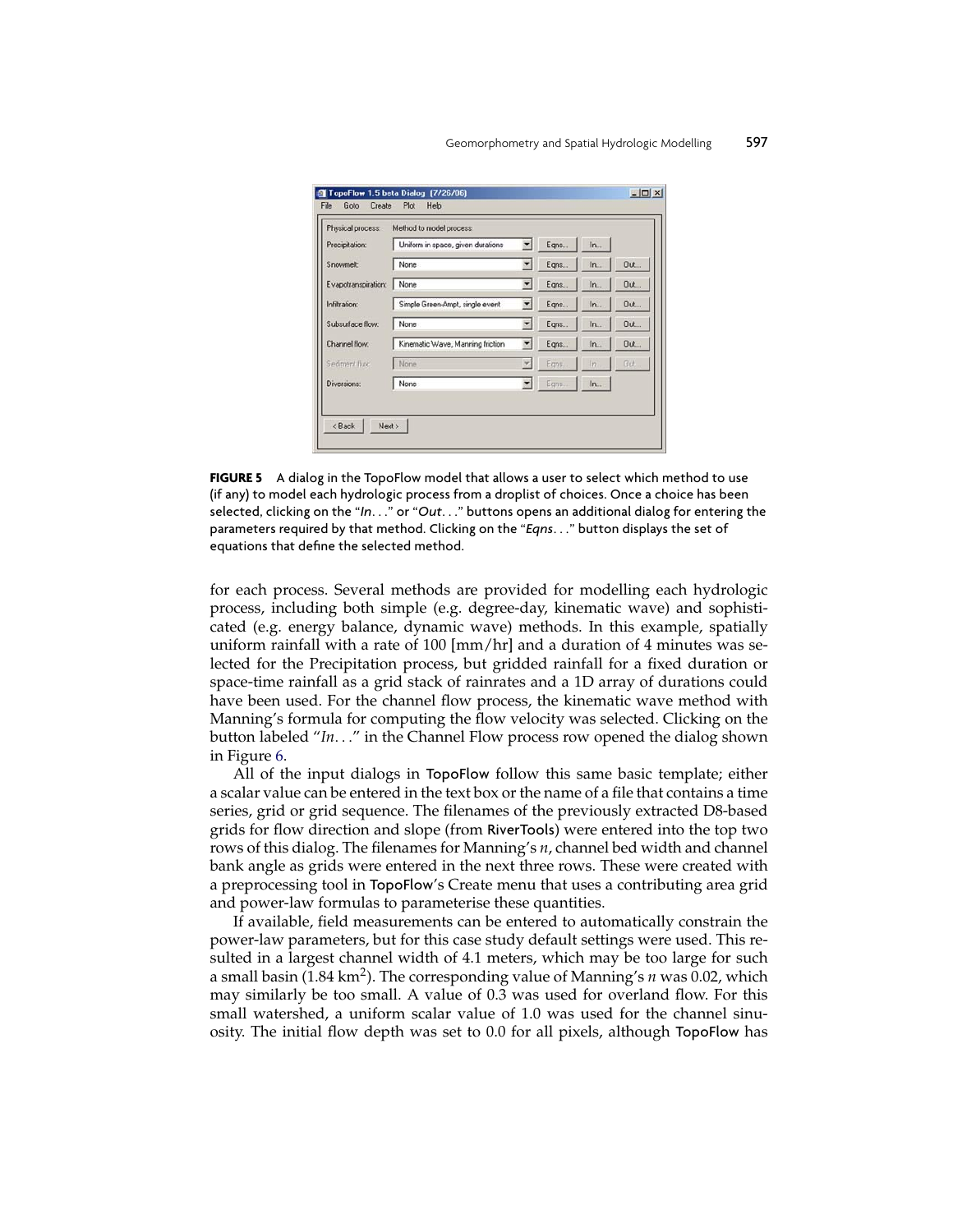FIGURE 5 A dialog in the TopoFlow model that allows a user to select which method to use (if any) to model each hydrologic process from a droplist of choices. Once a choice has been selected, clicking on the "*In*. . ." or "*Out*. . ." buttons opens an additional dialog for entering the parameters required by that method. Clicking on the "*Eqns*. . ." button displays the set of equations that define the selected method.

for each process. Several methods are provided for modelling each hydrologic process, including both simple (e.g. degree-day, kinematic wave) and sophisticated (e.g. energy balance, dynamic wave) methods. In this example, spatially uniform rainfall with a rate of 100 [mm/hr] and a duration of 4 minutes was selected for the Precipitation process, but gridded rainfall for a fixed duration or space-time rainfall as a grid stack of rainrates and a 1D array of durations could have been used. For the channel flow process, the kinematic wave method with Manning's formula for computing the flow velocity was selected. Clicking on the button labeled "*In*. . ." in the Channel Flow process row opened the dialog shown in Figure 6.

All of the input dialogs in TopoFlow follow this same basic template; either a scalar value can be entered in the text box or the name of a file that contains a time series, grid or grid sequence. The filenames of the previously extracted D8-based grids for flow direction and slope (from RiverTools) were entered into the top two rows of this dialog. The filenames for Manning's $n$, channel bed width and channel bank angle as grids were entered in the next three rows. These were created with a preprocessing tool in TopoFlow's Create menu that uses a contributing area grid and power-law formulas to parameterise these quantities.

If available, field measurements can be entered to automatically constrain the power-law parameters, but for this case study default settings were used. This resulted in a largest channel width of 4.1 meters, which may be too large for such a small basin (1.84 km$^2$). The corresponding value of Manning's $n$ was 0.02, which may similarly be too small. A value of 0.3 was used for overland flow. For this small watershed, a uniform scalar value of 1.0 was used for the channel sinuosity. The initial flow depth was set to 0.0 for all pixels, although TopoFlow has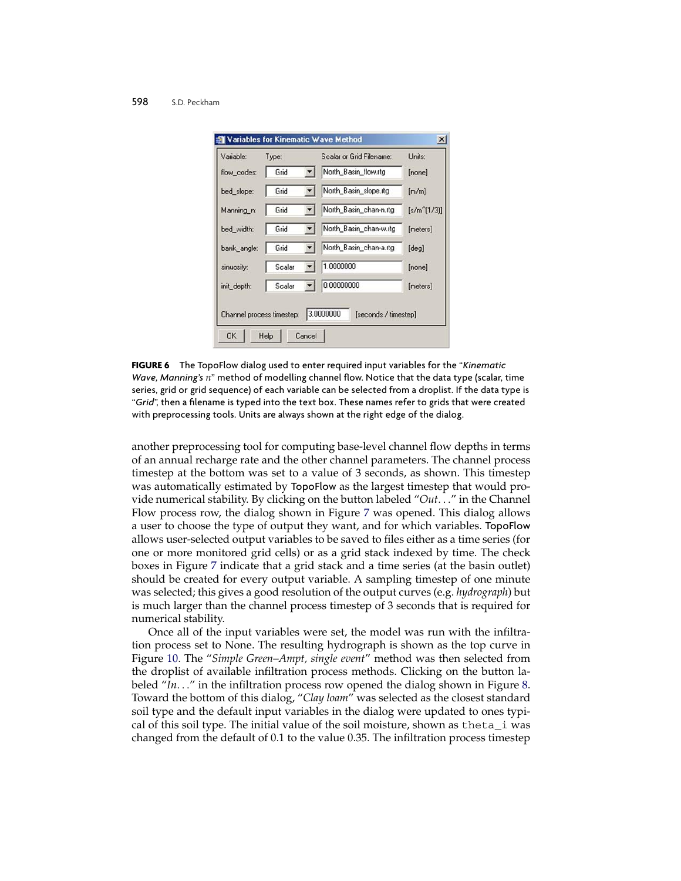**FIGURE 6** The TopoFlow dialog used to enter required input variables for the "*Kinematic Wave, Manning's n*" method of modelling channel flow. Notice that the data type (scalar, time series, grid or grid sequence) of each variable can be selected from a droplist. If the data type is "*Grid*", then a filename is typed into the text box. These names refer to grids that were created with preprocessing tools. Units are always shown at the right edge of the dialog.

another preprocessing tool for computing base-level channel flow depths in terms of an annual recharge rate and the other channel parameters. The channel process timestep at the bottom was set to a value of 3 seconds, as shown. This timestep was automatically estimated by TopoFlow as the largest timestep that would provide numerical stability. By clicking on the button labeled "*Out...*" in the Channel Flow process row, the dialog shown in Figure 7 was opened. This dialog allows a user to choose the type of output they want, and for which variables. TopoFlow allows user-selected output variables to be saved to files either as a time series (for one or more monitored grid cells) or as a grid stack indexed by time. The check boxes in Figure 7 indicate that a grid stack and a time series (at the basin outlet) should be created for every output variable. A sampling timestep of one minute was selected; this gives a good resolution of the output curves (e.g. *hydrograph*) but is much larger than the channel process timestep of 3 seconds that is required for numerical stability.

Once all of the input variables were set, the model was run with the infiltration process set to None. The resulting hydrograph is shown as the top curve in Figure 10. The "*Simple Green–Ampt, single event*" method was then selected from the droplist of available infiltration process methods. Clicking on the button labeled "*In...*" in the infiltration process row opened the dialog shown in Figure 8. Toward the bottom of this dialog, "*Clay loam*" was selected as the closest standard soil type and the default input variables in the dialog were updated to ones typical of this soil type. The initial value of the soil moisture, shown as `theta_i` was changed from the default of 0.1 to the value 0.35. The infiltration process timestep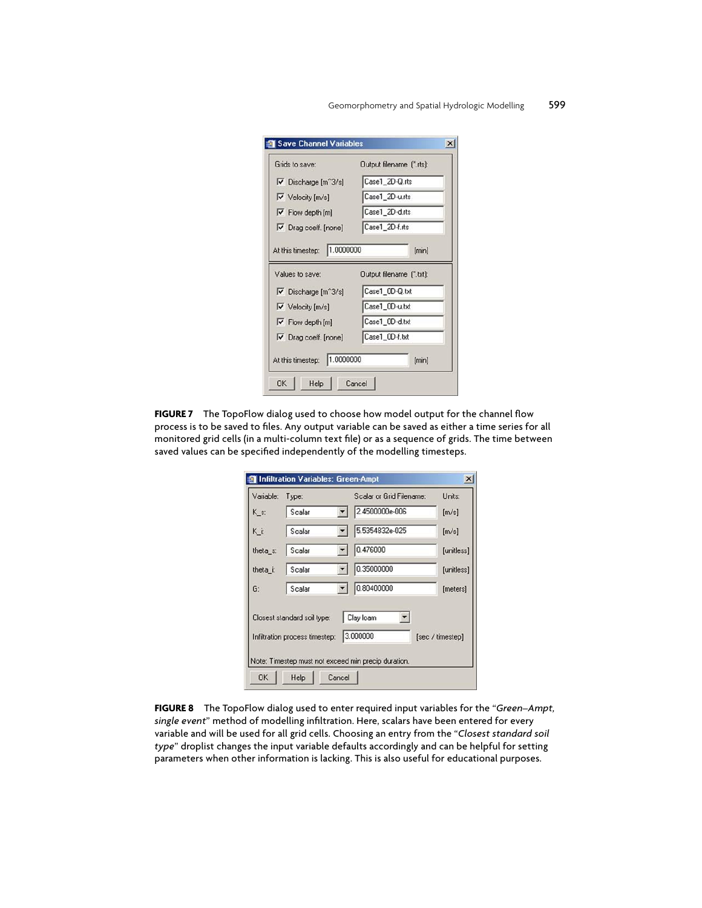**FIGURE 7** The TopoFlow dialog used to choose how model output for the channel flow process is to be saved to files. Any output variable can be saved as either a time series for all monitored grid cells (in a multi-column text file) or as a sequence of grids. The time between saved values can be specified independently of the modelling timesteps.

**FIGURE 8** The TopoFlow dialog used to enter required input variables for the "*Green–Ampt, single event*" method of modelling infiltration. Here, scalars have been entered for every variable and will be used for all grid cells. Choosing an entry from the "*Closest standard soil type*" droplist changes the input variable defaults accordingly and can be helpful for setting parameters when other information is lacking. This is also useful for educational purposes.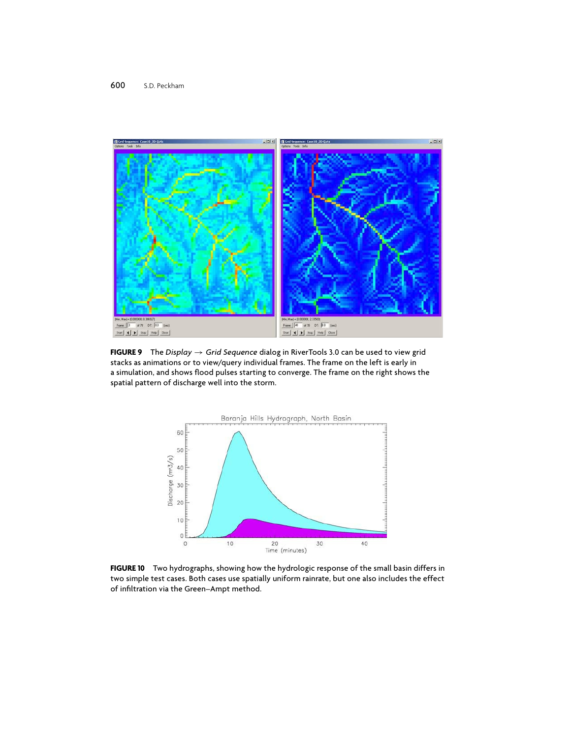**FIGURE 9** The *Display* → *Grid Sequence* dialog in RiverTools 3.0 can be used to view grid stacks as animations or to view/query individual frames. The frame on the left is early in a simulation, and shows flood pulses starting to converge. The frame on the right shows the spatial pattern of discharge well into the storm.

**FIGURE 10** Two hydrographs, showing how the hydrologic response of the small basin differs in two simple test cases. Both cases use spatially uniform rainrate, but one also includes the effect of infiltration via the Green–Ampt method.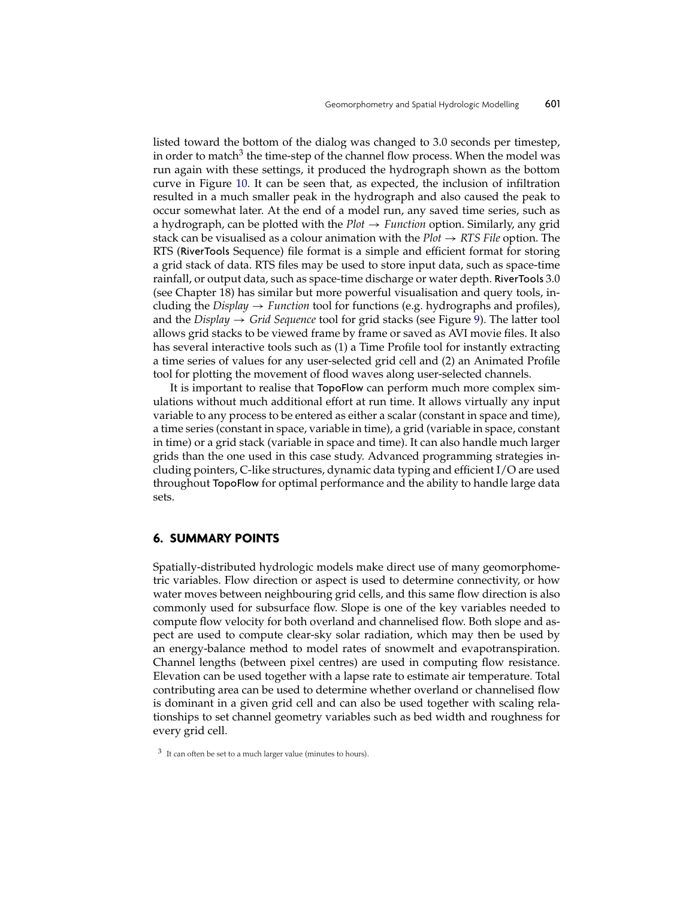listed toward the bottom of the dialog was changed to 3.0 seconds per timestep, in order to match[3] the time-step of the channel flow process. When the model was run again with these settings, it produced the hydrograph shown as the bottom curve in Figure 10. It can be seen that, as expected, the inclusion of infiltration resulted in a much smaller peak in the hydrograph and also caused the peak to occur somewhat later. At the end of a model run, any saved time series, such as a hydrograph, can be plotted with the *Plot → Function* option. Similarly, any grid stack can be visualised as a colour animation with the *Plot → RTS File* option. The RTS (RiverTools Sequence) file format is a simple and efficient format for storing a grid stack of data. RTS files may be used to store input data, such as space-time rainfall, or output data, such as space-time discharge or water depth. RiverTools 3.0 (see Chapter 18) has similar but more powerful visualisation and query tools, including the *Display → Function* tool for functions (e.g. hydrographs and profiles), and the *Display → Grid Sequence* tool for grid stacks (see Figure 9). The latter tool allows grid stacks to be viewed frame by frame or saved as AVI movie files. It also has several interactive tools such as (1) a Time Profile tool for instantly extracting a time series of values for any user-selected grid cell and (2) an Animated Profile tool for plotting the movement of flood waves along user-selected channels.

It is important to realise that TopoFlow can perform much more complex simulations without much additional effort at run time. It allows virtually any input variable to any process to be entered as either a scalar (constant in space and time), a time series (constant in space, variable in time), a grid (variable in space, constant in time) or a grid stack (variable in space and time). It can also handle much larger grids than the one used in this case study. Advanced programming strategies including pointers, C-like structures, dynamic data typing and efficient I/O are used throughout TopoFlow for optimal performance and the ability to handle large data sets.

## 6. SUMMARY POINTS

Spatially-distributed hydrologic models make direct use of many geomorphometric variables. Flow direction or aspect is used to determine connectivity, or how water moves between neighbouring grid cells, and this same flow direction is also commonly used for subsurface flow. Slope is one of the key variables needed to compute flow velocity for both overland and channelised flow. Both slope and aspect are used to compute clear-sky solar radiation, which may then be used by an energy-balance method to model rates of snowmelt and evapotranspiration. Channel lengths (between pixel centres) are used in computing flow resistance. Elevation can be used together with a lapse rate to estimate air temperature. Total contributing area can be used to determine whether overland or channelised flow is dominant in a given grid cell and can also be used together with scaling relationships to set channel geometry variables such as bed width and roughness for every grid cell.

[3] It can often be set to a much larger value (minutes to hours).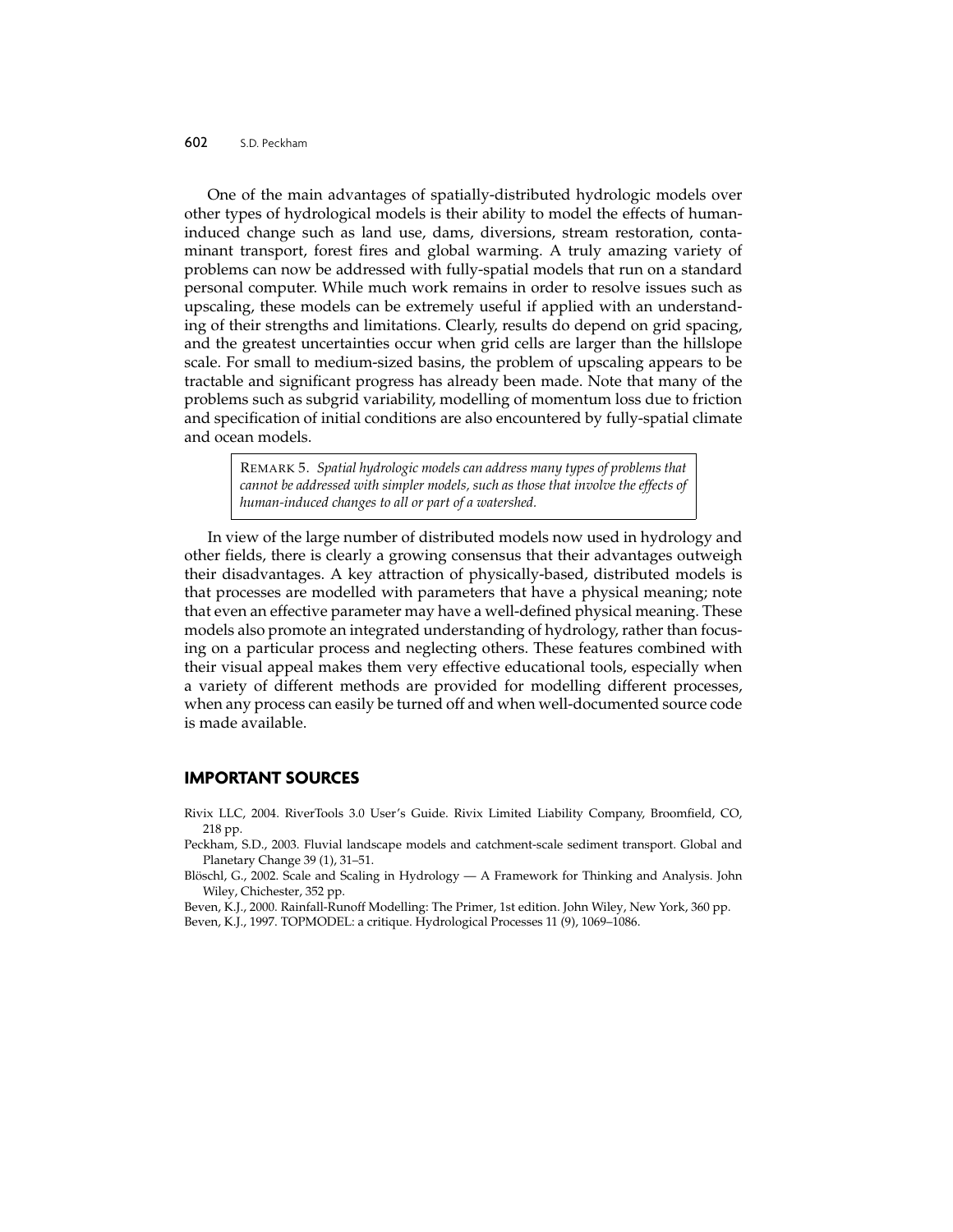One of the main advantages of spatially-distributed hydrologic models over other types of hydrological models is their ability to model the effects of human-induced change such as land use, dams, diversions, stream restoration, contaminant transport, forest fires and global warming. A truly amazing variety of problems can now be addressed with fully-spatial models that run on a standard personal computer. While much work remains in order to resolve issues such as upscaling, these models can be extremely useful if applied with an understanding of their strengths and limitations. Clearly, results do depend on grid spacing, and the greatest uncertainties occur when grid cells are larger than the hillslope scale. For small to medium-sized basins, the problem of upscaling appears to be tractable and significant progress has already been made. Note that many of the problems such as subgrid variability, modelling of momentum loss due to friction and specification of initial conditions are also encountered by fully-spatial climate and ocean models.

> REMARK 5. *Spatial hydrologic models can address many types of problems that cannot be addressed with simpler models, such as those that involve the effects of human-induced changes to all or part of a watershed.*

In view of the large number of distributed models now used in hydrology and other fields, there is clearly a growing consensus that their advantages outweigh their disadvantages. A key attraction of physically-based, distributed models is that processes are modelled with parameters that have a physical meaning; note that even an effective parameter may have a well-defined physical meaning. These models also promote an integrated understanding of hydrology, rather than focusing on a particular process and neglecting others. These features combined with their visual appeal makes them very effective educational tools, especially when a variety of different methods are provided for modelling different processes, when any process can easily be turned off and when well-documented source code is made available.

## IMPORTANT SOURCES

Rivix LLC, 2004. RiverTools 3.0 User's Guide. Rivix Limited Liability Company, Broomfield, CO, 218 pp.

Peckham, S.D., 2003. Fluvial landscape models and catchment-scale sediment transport. Global and Planetary Change 39 (1), 31–51.

Blöschl, G., 2002. Scale and Scaling in Hydrology — A Framework for Thinking and Analysis. John Wiley, Chichester, 352 pp.

Beven, K.J., 2000. Rainfall-Runoff Modelling: The Primer, 1st edition. John Wiley, New York, 360 pp.

Beven, K.J., 1997. TOPMODEL: a critique. Hydrological Processes 11 (9), 1069–1086.